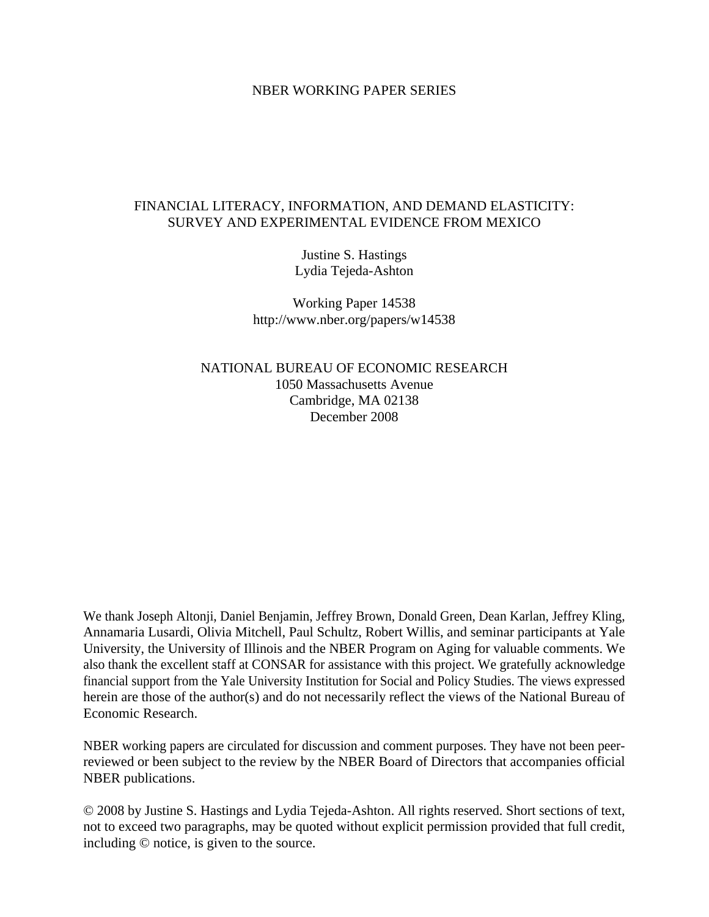NBER WORKING PAPER SERIES

# FINANCIAL LITERACY, INFORMATION, AND DEMAND ELASTICITY: SURVEY AND EXPERIMENTAL EVIDENCE FROM MEXICO

Justine S. Hastings
Lydia Tejeda-Ashton

Working Paper 14538
http://www.nber.org/papers/w14538

NATIONAL BUREAU OF ECONOMIC RESEARCH
1050 Massachusetts Avenue
Cambridge, MA 02138
December 2008

We thank Joseph Altonji, Daniel Benjamin, Jeffrey Brown, Donald Green, Dean Karlan, Jeffrey Kling, Annamaria Lusardi, Olivia Mitchell, Paul Schultz, Robert Willis, and seminar participants at Yale University, the University of Illinois and the NBER Program on Aging for valuable comments. We also thank the excellent staff at CONSAR for assistance with this project. We gratefully acknowledge financial support from the Yale University Institution for Social and Policy Studies. The views expressed herein are those of the author(s) and do not necessarily reflect the views of the National Bureau of Economic Research.

NBER working papers are circulated for discussion and comment purposes. They have not been peer-reviewed or been subject to the review by the NBER Board of Directors that accompanies official NBER publications.

© 2008 by Justine S. Hastings and Lydia Tejeda-Ashton. All rights reserved. Short sections of text, not to exceed two paragraphs, may be quoted without explicit permission provided that full credit, including © notice, is given to the source.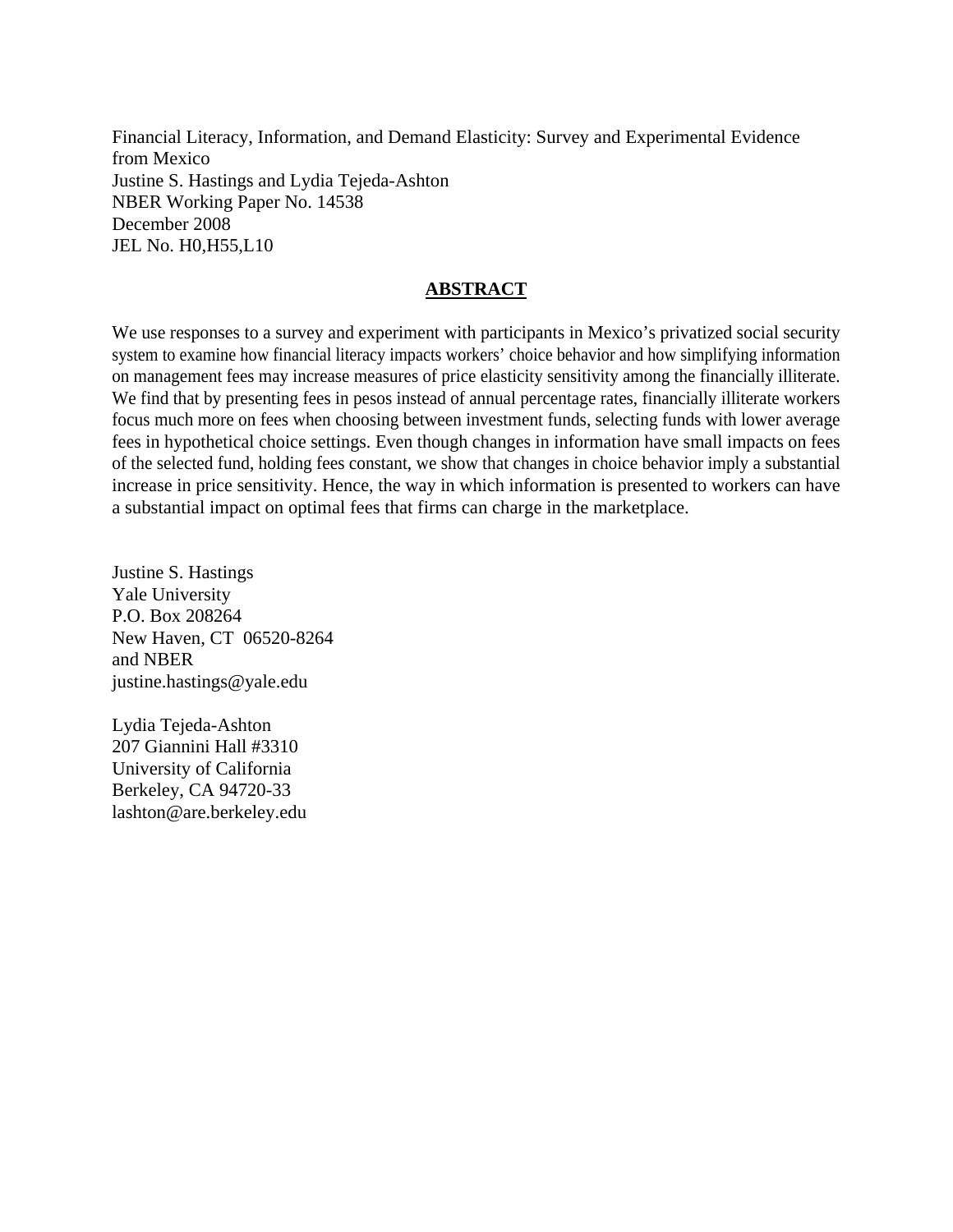Financial Literacy, Information, and Demand Elasticity: Survey and Experimental Evidence from Mexico
Justine S. Hastings and Lydia Tejeda-Ashton
NBER Working Paper No. 14538
December 2008
JEL No. H0,H55,L10

## ABSTRACT

We use responses to a survey and experiment with participants in Mexico's privatized social security system to examine how financial literacy impacts workers' choice behavior and how simplifying information on management fees may increase measures of price elasticity sensitivity among the financially illiterate. We find that by presenting fees in pesos instead of annual percentage rates, financially illiterate workers focus much more on fees when choosing between investment funds, selecting funds with lower average fees in hypothetical choice settings. Even though changes in information have small impacts on fees of the selected fund, holding fees constant, we show that changes in choice behavior imply a substantial increase in price sensitivity. Hence, the way in which information is presented to workers can have a substantial impact on optimal fees that firms can charge in the marketplace.

Justine S. Hastings
Yale University
P.O. Box 208264
New Haven, CT 06520-8264
and NBER
justine.hastings@yale.edu

Lydia Tejeda-Ashton
207 Giannini Hall #3310
University of California
Berkeley, CA 94720-33
lashton@are.berkeley.edu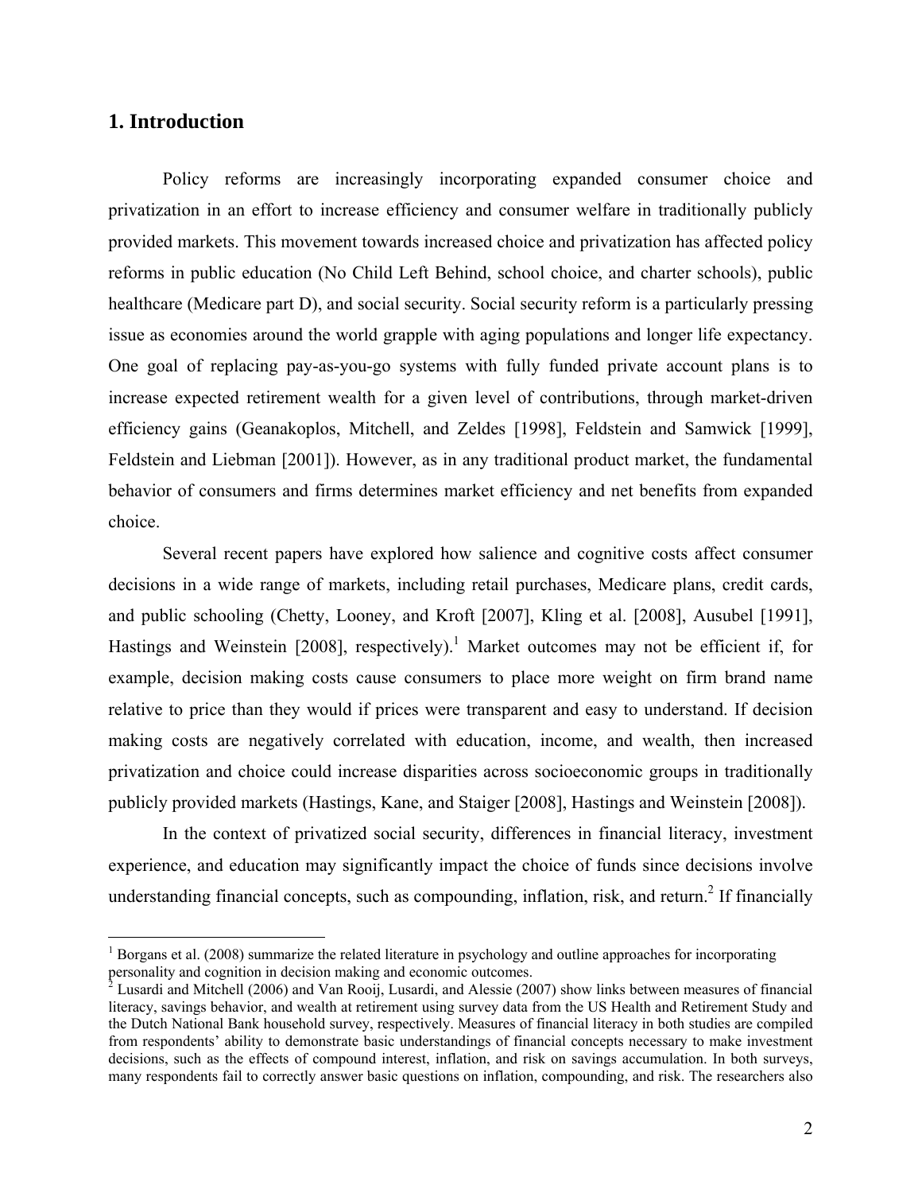## 1. Introduction

Policy reforms are increasingly incorporating expanded consumer choice and privatization in an effort to increase efficiency and consumer welfare in traditionally publicly provided markets. This movement towards increased choice and privatization has affected policy reforms in public education (No Child Left Behind, school choice, and charter schools), public healthcare (Medicare part D), and social security. Social security reform is a particularly pressing issue as economies around the world grapple with aging populations and longer life expectancy. One goal of replacing pay-as-you-go systems with fully funded private account plans is to increase expected retirement wealth for a given level of contributions, through market-driven efficiency gains (Geanakoplos, Mitchell, and Zeldes [1998], Feldstein and Samwick [1999], Feldstein and Liebman [2001]). However, as in any traditional product market, the fundamental behavior of consumers and firms determines market efficiency and net benefits from expanded choice.

Several recent papers have explored how salience and cognitive costs affect consumer decisions in a wide range of markets, including retail purchases, Medicare plans, credit cards, and public schooling (Chetty, Looney, and Kroft [2007], Kling et al. [2008], Ausubel [1991], Hastings and Weinstein [2008], respectively).[1] Market outcomes may not be efficient if, for example, decision making costs cause consumers to place more weight on firm brand name relative to price than they would if prices were transparent and easy to understand. If decision making costs are negatively correlated with education, income, and wealth, then increased privatization and choice could increase disparities across socioeconomic groups in traditionally publicly provided markets (Hastings, Kane, and Staiger [2008], Hastings and Weinstein [2008]).

In the context of privatized social security, differences in financial literacy, investment experience, and education may significantly impact the choice of funds since decisions involve understanding financial concepts, such as compounding, inflation, risk, and return.[2] If financially

[1] Borgans et al. (2008) summarize the related literature in psychology and outline approaches for incorporating personality and cognition in decision making and economic outcomes.

[2] Lusardi and Mitchell (2006) and Van Rooij, Lusardi, and Alessie (2007) show links between measures of financial literacy, savings behavior, and wealth at retirement using survey data from the US Health and Retirement Study and the Dutch National Bank household survey, respectively. Measures of financial literacy in both studies are compiled from respondents' ability to demonstrate basic understandings of financial concepts necessary to make investment decisions, such as the effects of compound interest, inflation, and risk on savings accumulation. In both surveys, many respondents fail to correctly answer basic questions on inflation, compounding, and risk. The researchers also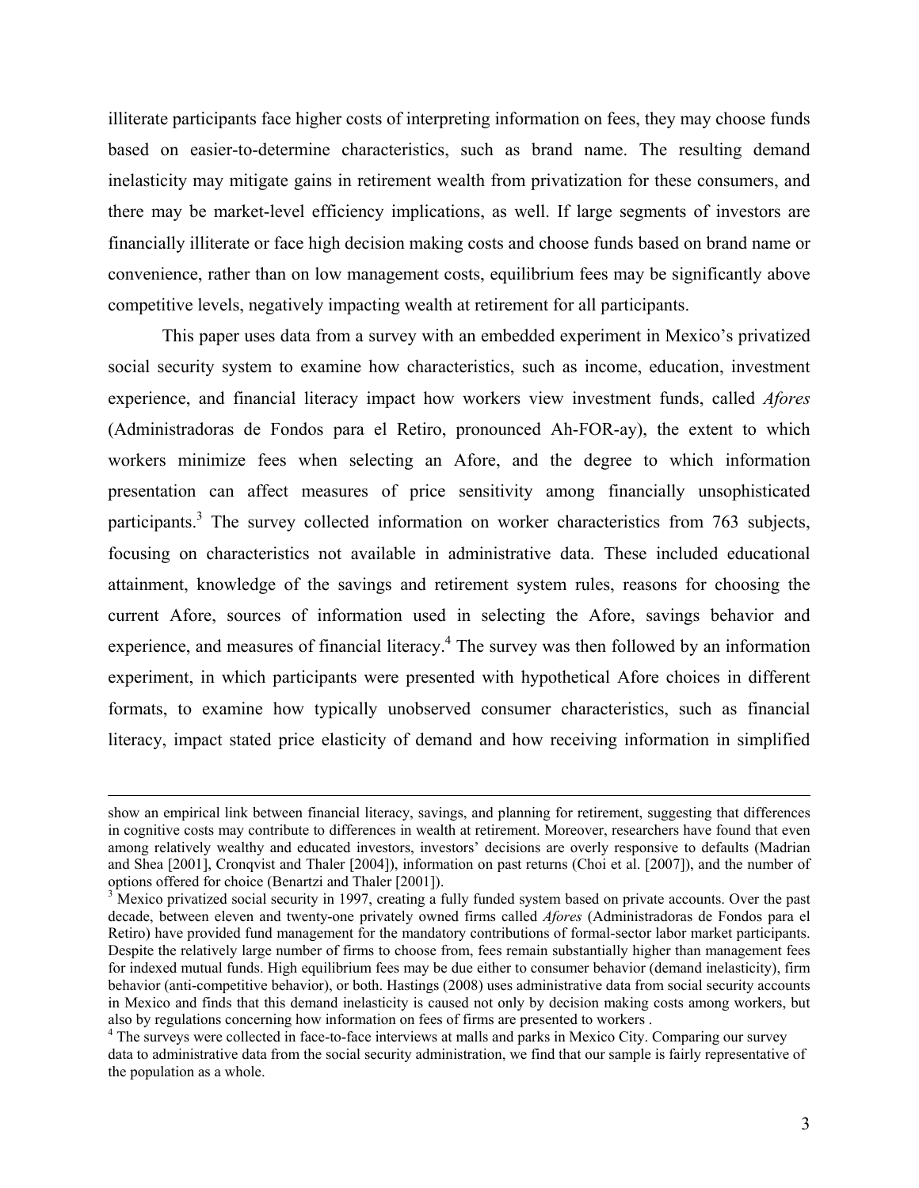illiterate participants face higher costs of interpreting information on fees, they may choose funds based on easier-to-determine characteristics, such as brand name. The resulting demand inelasticity may mitigate gains in retirement wealth from privatization for these consumers, and there may be market-level efficiency implications, as well. If large segments of investors are financially illiterate or face high decision making costs and choose funds based on brand name or convenience, rather than on low management costs, equilibrium fees may be significantly above competitive levels, negatively impacting wealth at retirement for all participants.

This paper uses data from a survey with an embedded experiment in Mexico's privatized social security system to examine how characteristics, such as income, education, investment experience, and financial literacy impact how workers view investment funds, called *Afores* (Administradoras de Fondos para el Retiro, pronounced Ah-FOR-ay), the extent to which workers minimize fees when selecting an Afore, and the degree to which information presentation can affect measures of price sensitivity among financially unsophisticated participants.[3] The survey collected information on worker characteristics from 763 subjects, focusing on characteristics not available in administrative data. These included educational attainment, knowledge of the savings and retirement system rules, reasons for choosing the current Afore, sources of information used in selecting the Afore, savings behavior and experience, and measures of financial literacy.[4] The survey was then followed by an information experiment, in which participants were presented with hypothetical Afore choices in different formats, to examine how typically unobserved consumer characteristics, such as financial literacy, impact stated price elasticity of demand and how receiving information in simplified

---

show an empirical link between financial literacy, savings, and planning for retirement, suggesting that differences in cognitive costs may contribute to differences in wealth at retirement. Moreover, researchers have found that even among relatively wealthy and educated investors, investors' decisions are overly responsive to defaults (Madrian and Shea [2001], Cronqvist and Thaler [2004]), information on past returns (Choi et al. [2007]), and the number of options offered for choice (Benartzi and Thaler [2001]).

[3] Mexico privatized social security in 1997, creating a fully funded system based on private accounts. Over the past decade, between eleven and twenty-one privately owned firms called *Afores* (Administradoras de Fondos para el Retiro) have provided fund management for the mandatory contributions of formal-sector labor market participants. Despite the relatively large number of firms to choose from, fees remain substantially higher than management fees for indexed mutual funds. High equilibrium fees may be due either to consumer behavior (demand inelasticity), firm behavior (anti-competitive behavior), or both. Hastings (2008) uses administrative data from social security accounts in Mexico and finds that this demand inelasticity is caused not only by decision making costs among workers, but also by regulations concerning how information on fees of firms are presented to workers .

[4] The surveys were collected in face-to-face interviews at malls and parks in Mexico City. Comparing our survey data to administrative data from the social security administration, we find that our sample is fairly representative of the population as a whole.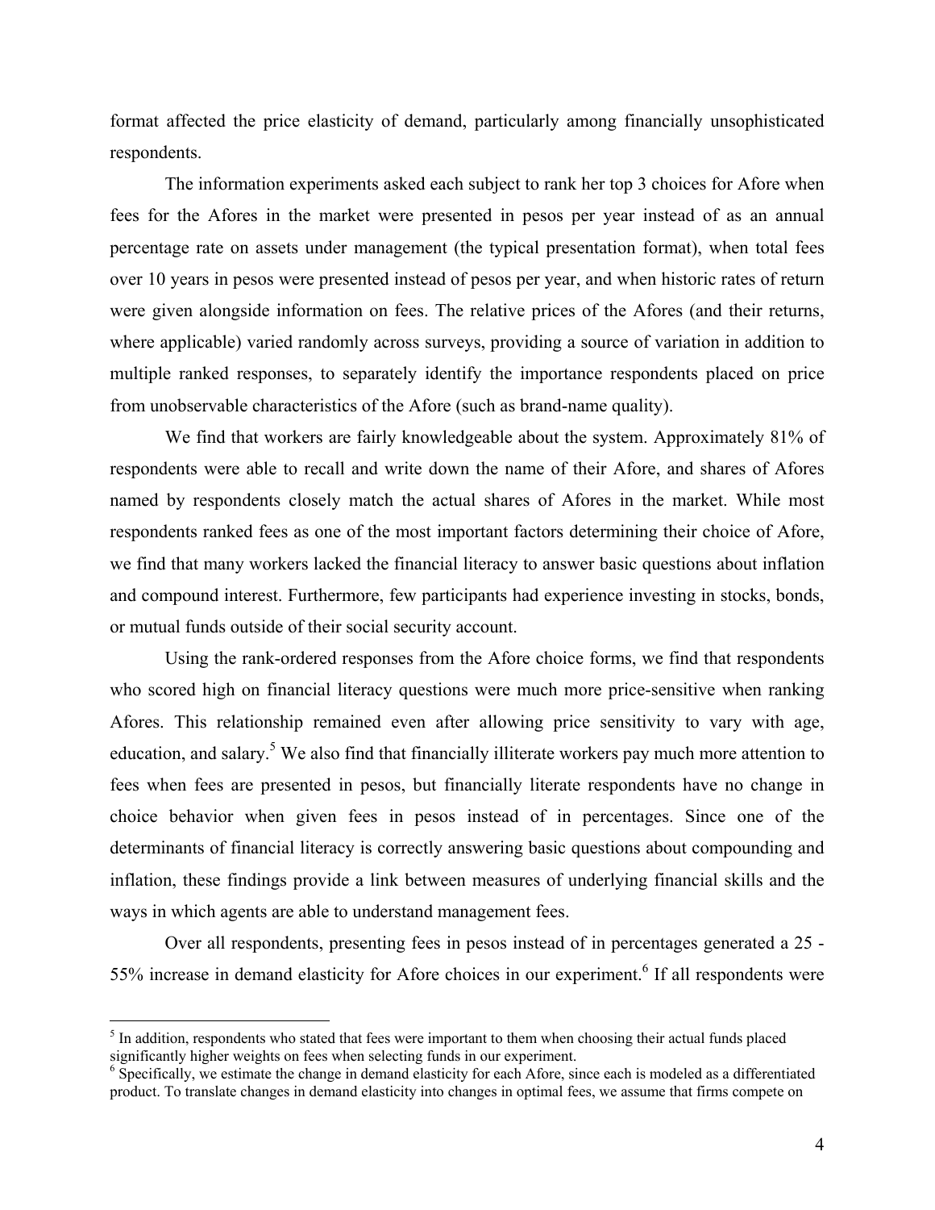format affected the price elasticity of demand, particularly among financially unsophisticated respondents.

The information experiments asked each subject to rank her top 3 choices for Afore when fees for the Afores in the market were presented in pesos per year instead of as an annual percentage rate on assets under management (the typical presentation format), when total fees over 10 years in pesos were presented instead of pesos per year, and when historic rates of return were given alongside information on fees. The relative prices of the Afores (and their returns, where applicable) varied randomly across surveys, providing a source of variation in addition to multiple ranked responses, to separately identify the importance respondents placed on price from unobservable characteristics of the Afore (such as brand-name quality).

We find that workers are fairly knowledgeable about the system. Approximately 81% of respondents were able to recall and write down the name of their Afore, and shares of Afores named by respondents closely match the actual shares of Afores in the market. While most respondents ranked fees as one of the most important factors determining their choice of Afore, we find that many workers lacked the financial literacy to answer basic questions about inflation and compound interest. Furthermore, few participants had experience investing in stocks, bonds, or mutual funds outside of their social security account.

Using the rank-ordered responses from the Afore choice forms, we find that respondents who scored high on financial literacy questions were much more price-sensitive when ranking Afores. This relationship remained even after allowing price sensitivity to vary with age, education, and salary.[5] We also find that financially illiterate workers pay much more attention to fees when fees are presented in pesos, but financially literate respondents have no change in choice behavior when given fees in pesos instead of in percentages. Since one of the determinants of financial literacy is correctly answering basic questions about compounding and inflation, these findings provide a link between measures of underlying financial skills and the ways in which agents are able to understand management fees.

Over all respondents, presenting fees in pesos instead of in percentages generated a 25 - 55% increase in demand elasticity for Afore choices in our experiment.[6] If all respondents were

---

[5] In addition, respondents who stated that fees were important to them when choosing their actual funds placed significantly higher weights on fees when selecting funds in our experiment.

[6] Specifically, we estimate the change in demand elasticity for each Afore, since each is modeled as a differentiated product. To translate changes in demand elasticity into changes in optimal fees, we assume that firms compete on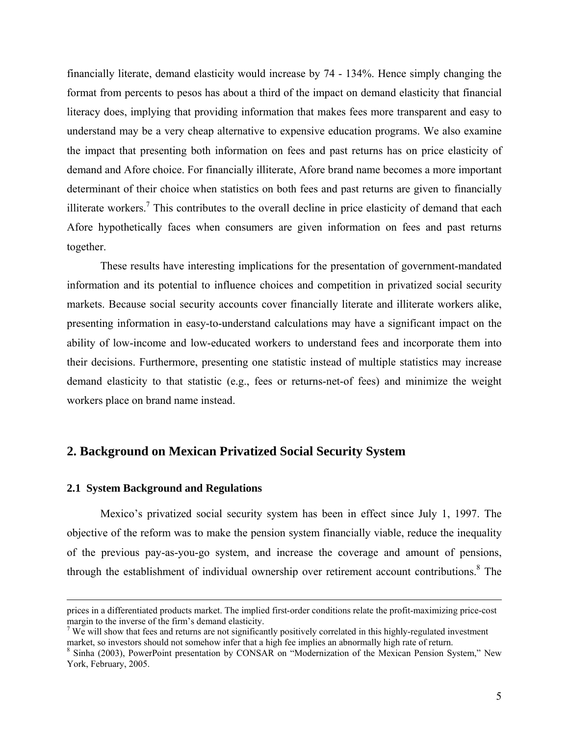financially literate, demand elasticity would increase by 74 - 134%. Hence simply changing the format from percents to pesos has about a third of the impact on demand elasticity that financial literacy does, implying that providing information that makes fees more transparent and easy to understand may be a very cheap alternative to expensive education programs. We also examine the impact that presenting both information on fees and past returns has on price elasticity of demand and Afore choice. For financially illiterate, Afore brand name becomes a more important determinant of their choice when statistics on both fees and past returns are given to financially illiterate workers.[7] This contributes to the overall decline in price elasticity of demand that each Afore hypothetically faces when consumers are given information on fees and past returns together.

These results have interesting implications for the presentation of government-mandated information and its potential to influence choices and competition in privatized social security markets. Because social security accounts cover financially literate and illiterate workers alike, presenting information in easy-to-understand calculations may have a significant impact on the ability of low-income and low-educated workers to understand fees and incorporate them into their decisions. Furthermore, presenting one statistic instead of multiple statistics may increase demand elasticity to that statistic (e.g., fees or returns-net-of fees) and minimize the weight workers place on brand name instead.

## 2. Background on Mexican Privatized Social Security System

### 2.1 System Background and Regulations

Mexico's privatized social security system has been in effect since July 1, 1997. The objective of the reform was to make the pension system financially viable, reduce the inequality of the previous pay-as-you-go system, and increase the coverage and amount of pensions, through the establishment of individual ownership over retirement account contributions.[8] The

---

prices in a differentiated products market. The implied first-order conditions relate the profit-maximizing price-cost margin to the inverse of the firm's demand elasticity.

[7] We will show that fees and returns are not significantly positively correlated in this highly-regulated investment market, so investors should not somehow infer that a high fee implies an abnormally high rate of return.

[8] Sinha (2003), PowerPoint presentation by CONSAR on "Modernization of the Mexican Pension System," New York, February, 2005.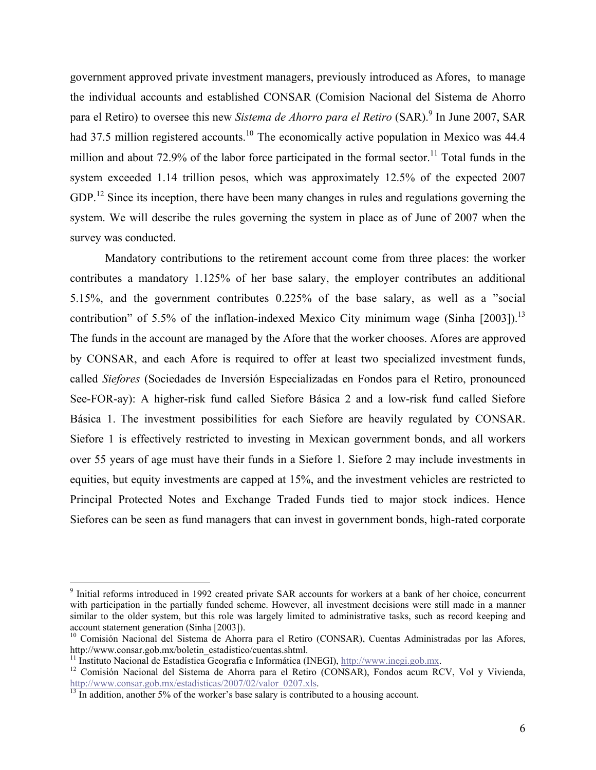government approved private investment managers, previously introduced as Afores, to manage the individual accounts and established CONSAR (Comision Nacional del Sistema de Ahorro para el Retiro) to oversee this new *Sistema de Ahorro para el Retiro* (SAR).[9] In June 2007, SAR had 37.5 million registered accounts.[10] The economically active population in Mexico was 44.4 million and about 72.9% of the labor force participated in the formal sector.[11] Total funds in the system exceeded 1.14 trillion pesos, which was approximately 12.5% of the expected 2007 GDP.[12] Since its inception, there have been many changes in rules and regulations governing the system. We will describe the rules governing the system in place as of June of 2007 when the survey was conducted.

Mandatory contributions to the retirement account come from three places: the worker contributes a mandatory 1.125% of her base salary, the employer contributes an additional 5.15%, and the government contributes 0.225% of the base salary, as well as a "social contribution" of 5.5% of the inflation-indexed Mexico City minimum wage (Sinha [2003]).[13] The funds in the account are managed by the Afore that the worker chooses. Afores are approved by CONSAR, and each Afore is required to offer at least two specialized investment funds, called *Siefores* (Sociedades de Inversión Especializadas en Fondos para el Retiro, pronounced See-FOR-ay): A higher-risk fund called Siefore Básica 2 and a low-risk fund called Siefore Básica 1. The investment possibilities for each Siefore are heavily regulated by CONSAR. Siefore 1 is effectively restricted to investing in Mexican government bonds, and all workers over 55 years of age must have their funds in a Siefore 1. Siefore 2 may include investments in equities, but equity investments are capped at 15%, and the investment vehicles are restricted to Principal Protected Notes and Exchange Traded Funds tied to major stock indices. Hence Siefores can be seen as fund managers that can invest in government bonds, high-rated corporate

---

[9] Initial reforms introduced in 1992 created private SAR accounts for workers at a bank of her choice, concurrent with participation in the partially funded scheme. However, all investment decisions were still made in a manner similar to the older system, but this role was largely limited to administrative tasks, such as record keeping and account statement generation (Sinha [2003]).

[10] Comisión Nacional del Sistema de Ahorra para el Retiro (CONSAR), Cuentas Administradas por las Afores, http://www.consar.gob.mx/boletin_estadistico/cuentas.shtml.

[11] Instituto Nacional de Estadística Geografia e Informática (INEGI), http://www.inegi.gob.mx.

[12] Comisión Nacional del Sistema de Ahorra para el Retiro (CONSAR), Fondos acum RCV, Vol y Vivienda, http://www.consar.gob.mx/estadisticas/2007/02/valor_0207.xls.

[13] In addition, another 5% of the worker's base salary is contributed to a housing account.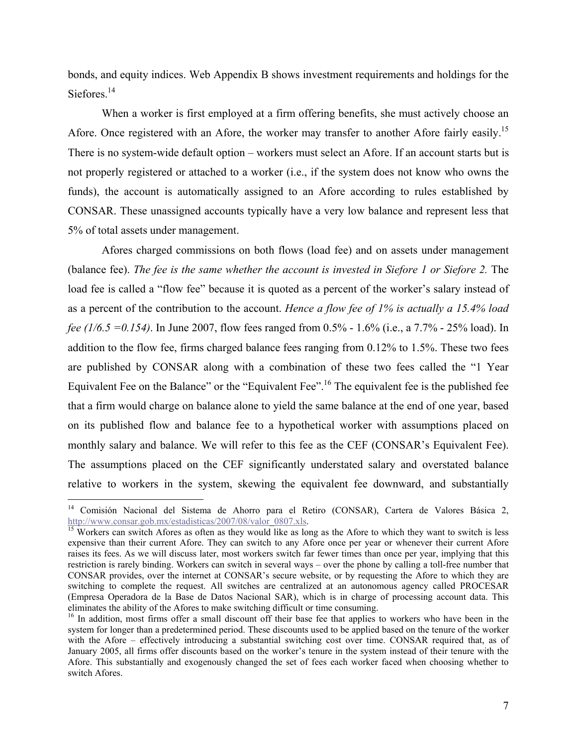bonds, and equity indices. Web Appendix B shows investment requirements and holdings for the Siefores.[14]

When a worker is first employed at a firm offering benefits, she must actively choose an Afore. Once registered with an Afore, the worker may transfer to another Afore fairly easily.[15] There is no system-wide default option – workers must select an Afore. If an account starts but is not properly registered or attached to a worker (i.e., if the system does not know who owns the funds), the account is automatically assigned to an Afore according to rules established by CONSAR. These unassigned accounts typically have a very low balance and represent less that 5% of total assets under management.

Afores charged commissions on both flows (load fee) and on assets under management (balance fee). *The fee is the same whether the account is invested in Siefore 1 or Siefore 2.* The load fee is called a "flow fee" because it is quoted as a percent of the worker's salary instead of as a percent of the contribution to the account. *Hence a flow fee of 1% is actually a 15.4% load fee (1/6.5 =0.154)*. In June 2007, flow fees ranged from 0.5% - 1.6% (i.e., a 7.7% - 25% load). In addition to the flow fee, firms charged balance fees ranging from 0.12% to 1.5%. These two fees are published by CONSAR along with a combination of these two fees called the "1 Year Equivalent Fee on the Balance" or the "Equivalent Fee".[16] The equivalent fee is the published fee that a firm would charge on balance alone to yield the same balance at the end of one year, based on its published flow and balance fee to a hypothetical worker with assumptions placed on monthly salary and balance. We will refer to this fee as the CEF (CONSAR's Equivalent Fee). The assumptions placed on the CEF significantly understated salary and overstated balance relative to workers in the system, skewing the equivalent fee downward, and substantially

---

[14] Comisión Nacional del Sistema de Ahorro para el Retiro (CONSAR), Cartera de Valores Básica 2, http://www.consar.gob.mx/estadisticas/2007/08/valor_0807.xls.

[15] Workers can switch Afores as often as they would like as long as the Afore to which they want to switch is less expensive than their current Afore. They can switch to any Afore once per year or whenever their current Afore raises its fees. As we will discuss later, most workers switch far fewer times than once per year, implying that this restriction is rarely binding. Workers can switch in several ways – over the phone by calling a toll-free number that CONSAR provides, over the internet at CONSAR's secure website, or by requesting the Afore to which they are switching to complete the request. All switches are centralized at an autonomous agency called PROCESAR (Empresa Operadora de la Base de Datos Nacional SAR), which is in charge of processing account data. This eliminates the ability of the Afores to make switching difficult or time consuming.

[16] In addition, most firms offer a small discount off their base fee that applies to workers who have been in the system for longer than a predetermined period. These discounts used to be applied based on the tenure of the worker with the Afore – effectively introducing a substantial switching cost over time. CONSAR required that, as of January 2005, all firms offer discounts based on the worker's tenure in the system instead of their tenure with the Afore. This substantially and exogenously changed the set of fees each worker faced when choosing whether to switch Afores.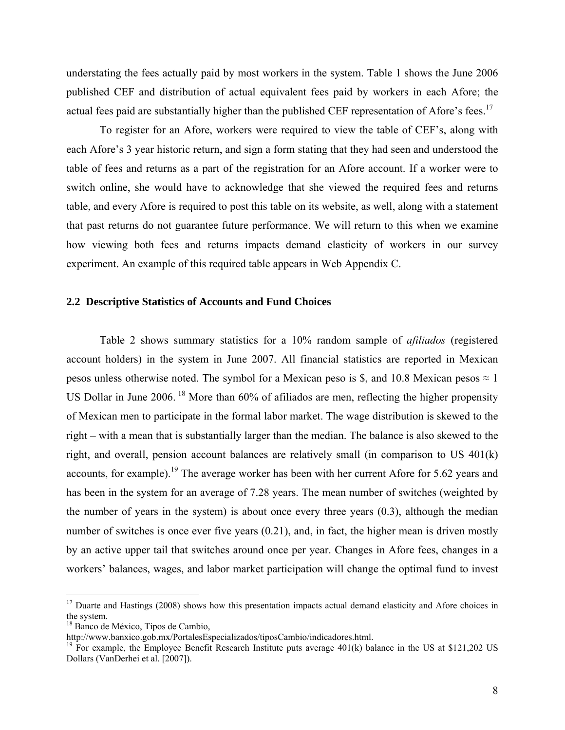understating the fees actually paid by most workers in the system. Table 1 shows the June 2006 published CEF and distribution of actual equivalent fees paid by workers in each Afore; the actual fees paid are substantially higher than the published CEF representation of Afore's fees.[17]

To register for an Afore, workers were required to view the table of CEF's, along with each Afore's 3 year historic return, and sign a form stating that they had seen and understood the table of fees and returns as a part of the registration for an Afore account. If a worker were to switch online, she would have to acknowledge that she viewed the required fees and returns table, and every Afore is required to post this table on its website, as well, along with a statement that past returns do not guarantee future performance. We will return to this when we examine how viewing both fees and returns impacts demand elasticity of workers in our survey experiment. An example of this required table appears in Web Appendix C.

## 2.2 Descriptive Statistics of Accounts and Fund Choices

Table 2 shows summary statistics for a 10% random sample of *afiliados* (registered account holders) in the system in June 2007. All financial statistics are reported in Mexican pesos unless otherwise noted. The symbol for a Mexican peso is $, and 10.8 Mexican pesos ≈ 1 US Dollar in June 2006. [18] More than 60% of afiliados are men, reflecting the higher propensity of Mexican men to participate in the formal labor market. The wage distribution is skewed to the right – with a mean that is substantially larger than the median. The balance is also skewed to the right, and overall, pension account balances are relatively small (in comparison to US 401(k) accounts, for example).[19] The average worker has been with her current Afore for 5.62 years and has been in the system for an average of 7.28 years. The mean number of switches (weighted by the number of years in the system) is about once every three years (0.3), although the median number of switches is once ever five years (0.21), and, in fact, the higher mean is driven mostly by an active upper tail that switches around once per year. Changes in Afore fees, changes in a workers' balances, wages, and labor market participation will change the optimal fund to invest

---

[17] Duarte and Hastings (2008) shows how this presentation impacts actual demand elasticity and Afore choices in the system.

[18] Banco de México, Tipos de Cambio, http://www.banxico.gob.mx/PortalesEspecializados/tiposCambio/indicadores.html.

[19] For example, the Employee Benefit Research Institute puts average 401(k) balance in the US at $121,202 US Dollars (VanDerhei et al. [2007]).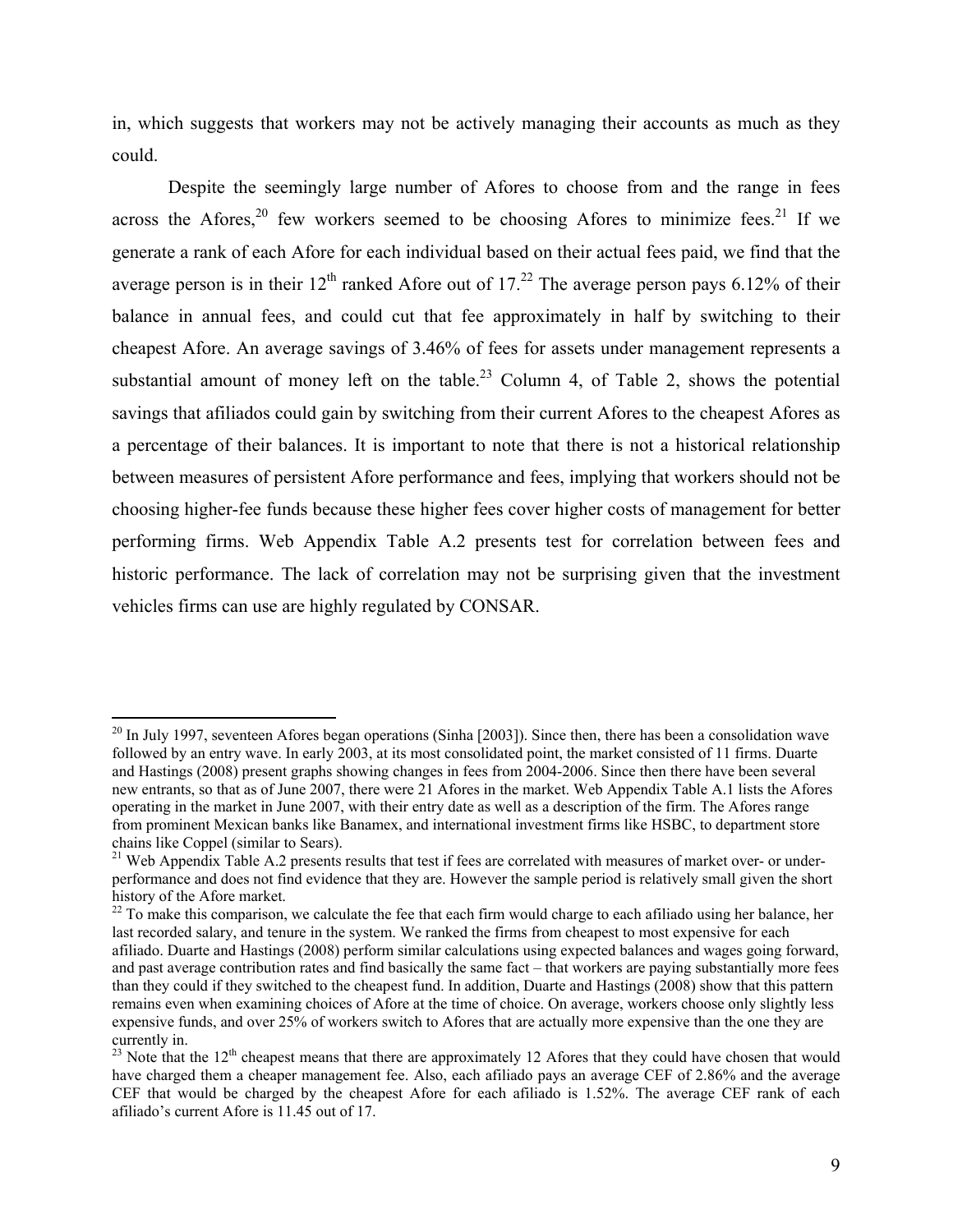in, which suggests that workers may not be actively managing their accounts as much as they could.

Despite the seemingly large number of Afores to choose from and the range in fees across the Afores,[20] few workers seemed to be choosing Afores to minimize fees.[21] If we generate a rank of each Afore for each individual based on their actual fees paid, we find that the average person is in their 12th ranked Afore out of 17.[22] The average person pays 6.12% of their balance in annual fees, and could cut that fee approximately in half by switching to their cheapest Afore. An average savings of 3.46% of fees for assets under management represents a substantial amount of money left on the table.[23] Column 4, of Table 2, shows the potential savings that afiliados could gain by switching from their current Afores to the cheapest Afores as a percentage of their balances. It is important to note that there is not a historical relationship between measures of persistent Afore performance and fees, implying that workers should not be choosing higher-fee funds because these higher fees cover higher costs of management for better performing firms. Web Appendix Table A.2 presents test for correlation between fees and historic performance. The lack of correlation may not be surprising given that the investment vehicles firms can use are highly regulated by CONSAR.

---

[20] In July 1997, seventeen Afores began operations (Sinha [2003]). Since then, there has been a consolidation wave followed by an entry wave. In early 2003, at its most consolidated point, the market consisted of 11 firms. Duarte and Hastings (2008) present graphs showing changes in fees from 2004-2006. Since then there have been several new entrants, so that as of June 2007, there were 21 Afores in the market. Web Appendix Table A.1 lists the Afores operating in the market in June 2007, with their entry date as well as a description of the firm. The Afores range from prominent Mexican banks like Banamex, and international investment firms like HSBC, to department store chains like Coppel (similar to Sears).

[21] Web Appendix Table A.2 presents results that test if fees are correlated with measures of market over- or under-performance and does not find evidence that they are. However the sample period is relatively small given the short history of the Afore market.

[22] To make this comparison, we calculate the fee that each firm would charge to each afiliado using her balance, her last recorded salary, and tenure in the system. We ranked the firms from cheapest to most expensive for each afiliado. Duarte and Hastings (2008) perform similar calculations using expected balances and wages going forward, and past average contribution rates and find basically the same fact – that workers are paying substantially more fees than they could if they switched to the cheapest fund. In addition, Duarte and Hastings (2008) show that this pattern remains even when examining choices of Afore at the time of choice. On average, workers choose only slightly less expensive funds, and over 25% of workers switch to Afores that are actually more expensive than the one they are currently in.

[23] Note that the 12th cheapest means that there are approximately 12 Afores that they could have chosen that would have charged them a cheaper management fee. Also, each afiliado pays an average CEF of 2.86% and the average CEF that would be charged by the cheapest Afore for each afiliado is 1.52%. The average CEF rank of each afiliado's current Afore is 11.45 out of 17.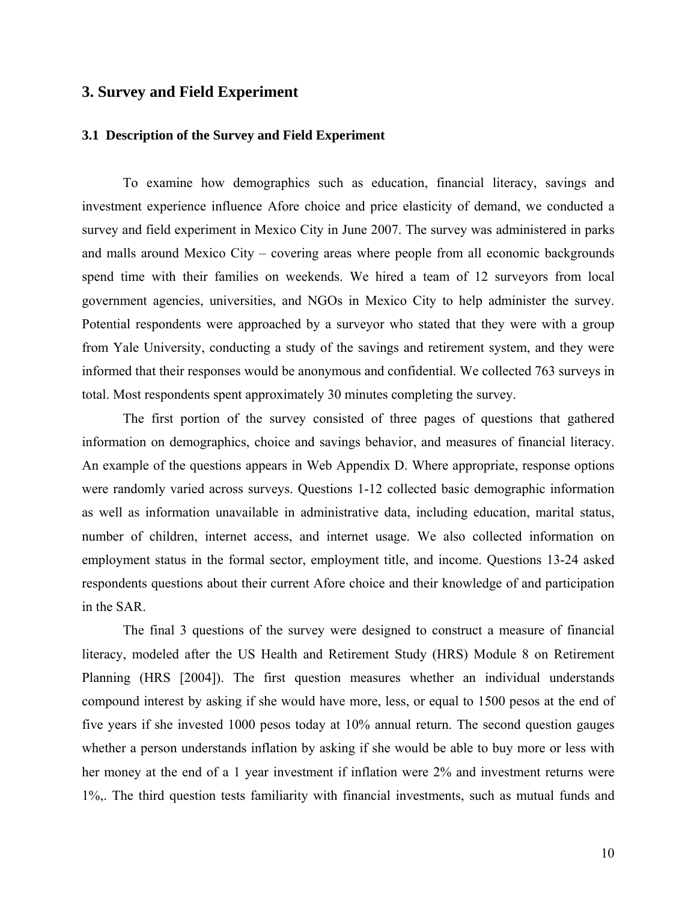## 3. Survey and Field Experiment

### 3.1 Description of the Survey and Field Experiment

To examine how demographics such as education, financial literacy, savings and investment experience influence Afore choice and price elasticity of demand, we conducted a survey and field experiment in Mexico City in June 2007. The survey was administered in parks and malls around Mexico City – covering areas where people from all economic backgrounds spend time with their families on weekends. We hired a team of 12 surveyors from local government agencies, universities, and NGOs in Mexico City to help administer the survey. Potential respondents were approached by a surveyor who stated that they were with a group from Yale University, conducting a study of the savings and retirement system, and they were informed that their responses would be anonymous and confidential. We collected 763 surveys in total. Most respondents spent approximately 30 minutes completing the survey.

The first portion of the survey consisted of three pages of questions that gathered information on demographics, choice and savings behavior, and measures of financial literacy. An example of the questions appears in Web Appendix D. Where appropriate, response options were randomly varied across surveys. Questions 1-12 collected basic demographic information as well as information unavailable in administrative data, including education, marital status, number of children, internet access, and internet usage. We also collected information on employment status in the formal sector, employment title, and income. Questions 13-24 asked respondents questions about their current Afore choice and their knowledge of and participation in the SAR.

The final 3 questions of the survey were designed to construct a measure of financial literacy, modeled after the US Health and Retirement Study (HRS) Module 8 on Retirement Planning (HRS [2004]). The first question measures whether an individual understands compound interest by asking if she would have more, less, or equal to 1500 pesos at the end of five years if she invested 1000 pesos today at 10% annual return. The second question gauges whether a person understands inflation by asking if she would be able to buy more or less with her money at the end of a 1 year investment if inflation were 2% and investment returns were 1%,. The third question tests familiarity with financial investments, such as mutual funds and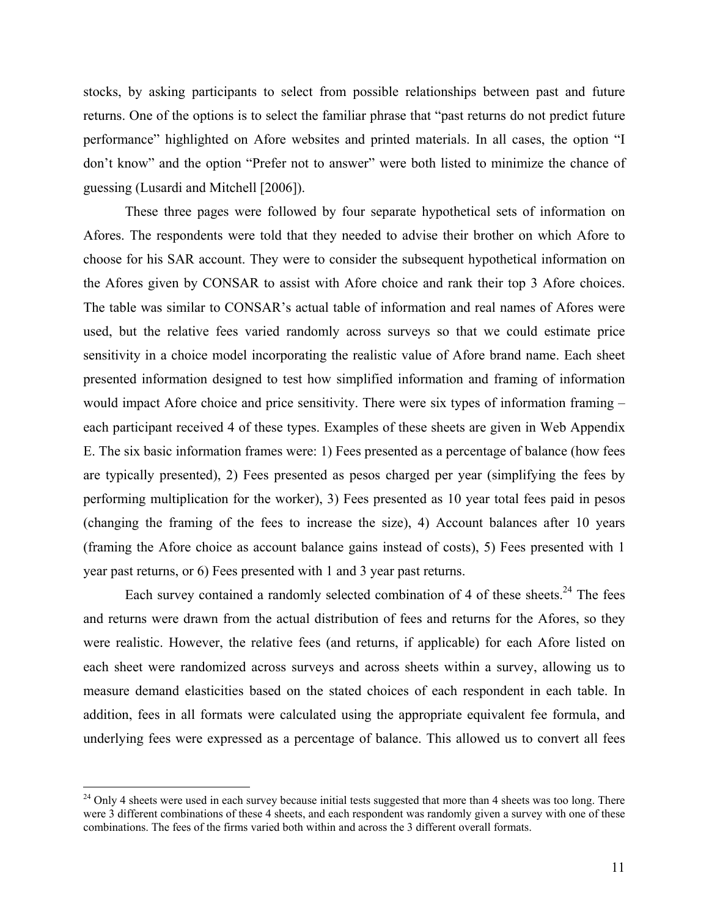stocks, by asking participants to select from possible relationships between past and future returns. One of the options is to select the familiar phrase that "past returns do not predict future performance" highlighted on Afore websites and printed materials. In all cases, the option "I don't know" and the option "Prefer not to answer" were both listed to minimize the chance of guessing (Lusardi and Mitchell [2006]).

These three pages were followed by four separate hypothetical sets of information on Afores. The respondents were told that they needed to advise their brother on which Afore to choose for his SAR account. They were to consider the subsequent hypothetical information on the Afores given by CONSAR to assist with Afore choice and rank their top 3 Afore choices. The table was similar to CONSAR's actual table of information and real names of Afores were used, but the relative fees varied randomly across surveys so that we could estimate price sensitivity in a choice model incorporating the realistic value of Afore brand name. Each sheet presented information designed to test how simplified information and framing of information would impact Afore choice and price sensitivity. There were six types of information framing – each participant received 4 of these types. Examples of these sheets are given in Web Appendix E. The six basic information frames were: 1) Fees presented as a percentage of balance (how fees are typically presented), 2) Fees presented as pesos charged per year (simplifying the fees by performing multiplication for the worker), 3) Fees presented as 10 year total fees paid in pesos (changing the framing of the fees to increase the size), 4) Account balances after 10 years (framing the Afore choice as account balance gains instead of costs), 5) Fees presented with 1 year past returns, or 6) Fees presented with 1 and 3 year past returns.

Each survey contained a randomly selected combination of 4 of these sheets.[24] The fees and returns were drawn from the actual distribution of fees and returns for the Afores, so they were realistic. However, the relative fees (and returns, if applicable) for each Afore listed on each sheet were randomized across surveys and across sheets within a survey, allowing us to measure demand elasticities based on the stated choices of each respondent in each table. In addition, fees in all formats were calculated using the appropriate equivalent fee formula, and underlying fees were expressed as a percentage of balance. This allowed us to convert all fees

[24] Only 4 sheets were used in each survey because initial tests suggested that more than 4 sheets was too long. There were 3 different combinations of these 4 sheets, and each respondent was randomly given a survey with one of these combinations. The fees of the firms varied both within and across the 3 different overall formats.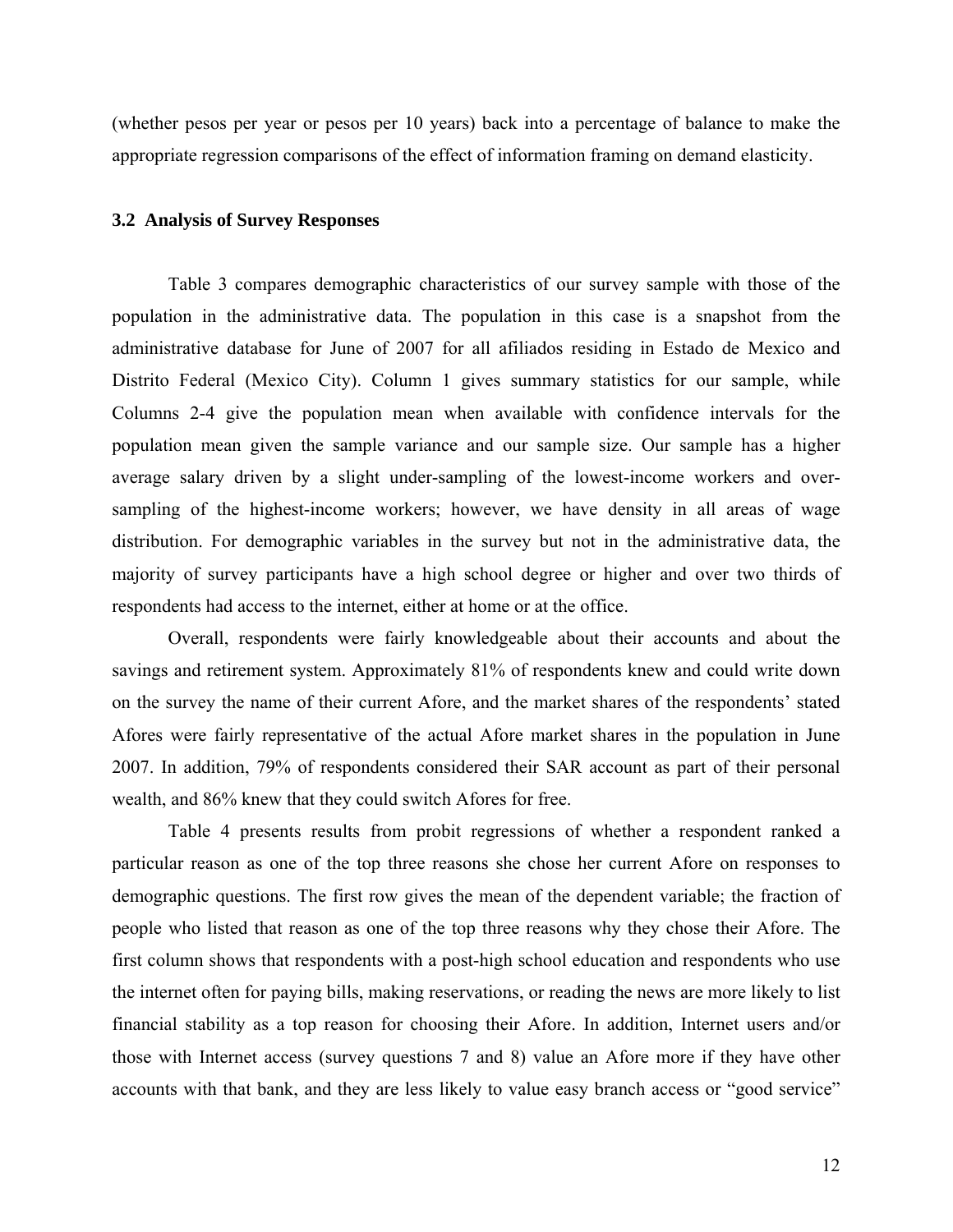(whether pesos per year or pesos per 10 years) back into a percentage of balance to make the appropriate regression comparisons of the effect of information framing on demand elasticity.

### 3.2 Analysis of Survey Responses

Table 3 compares demographic characteristics of our survey sample with those of the population in the administrative data. The population in this case is a snapshot from the administrative database for June of 2007 for all afiliados residing in Estado de Mexico and Distrito Federal (Mexico City). Column 1 gives summary statistics for our sample, while Columns 2-4 give the population mean when available with confidence intervals for the population mean given the sample variance and our sample size. Our sample has a higher average salary driven by a slight under-sampling of the lowest-income workers and over-sampling of the highest-income workers; however, we have density in all areas of wage distribution. For demographic variables in the survey but not in the administrative data, the majority of survey participants have a high school degree or higher and over two thirds of respondents had access to the internet, either at home or at the office.

Overall, respondents were fairly knowledgeable about their accounts and about the savings and retirement system. Approximately 81% of respondents knew and could write down on the survey the name of their current Afore, and the market shares of the respondents' stated Afores were fairly representative of the actual Afore market shares in the population in June 2007. In addition, 79% of respondents considered their SAR account as part of their personal wealth, and 86% knew that they could switch Afores for free.

Table 4 presents results from probit regressions of whether a respondent ranked a particular reason as one of the top three reasons she chose her current Afore on responses to demographic questions. The first row gives the mean of the dependent variable; the fraction of people who listed that reason as one of the top three reasons why they chose their Afore. The first column shows that respondents with a post-high school education and respondents who use the internet often for paying bills, making reservations, or reading the news are more likely to list financial stability as a top reason for choosing their Afore. In addition, Internet users and/or those with Internet access (survey questions 7 and 8) value an Afore more if they have other accounts with that bank, and they are less likely to value easy branch access or "good service"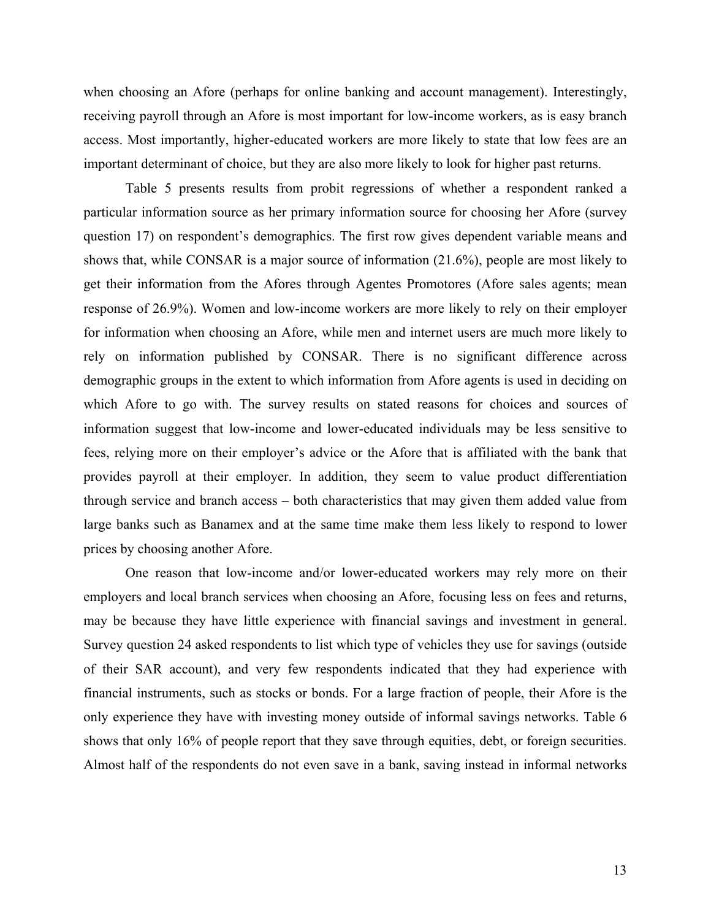when choosing an Afore (perhaps for online banking and account management). Interestingly, receiving payroll through an Afore is most important for low-income workers, as is easy branch access. Most importantly, higher-educated workers are more likely to state that low fees are an important determinant of choice, but they are also more likely to look for higher past returns.

Table 5 presents results from probit regressions of whether a respondent ranked a particular information source as her primary information source for choosing her Afore (survey question 17) on respondent's demographics. The first row gives dependent variable means and shows that, while CONSAR is a major source of information (21.6%), people are most likely to get their information from the Afores through Agentes Promotores (Afore sales agents; mean response of 26.9%). Women and low-income workers are more likely to rely on their employer for information when choosing an Afore, while men and internet users are much more likely to rely on information published by CONSAR. There is no significant difference across demographic groups in the extent to which information from Afore agents is used in deciding on which Afore to go with. The survey results on stated reasons for choices and sources of information suggest that low-income and lower-educated individuals may be less sensitive to fees, relying more on their employer's advice or the Afore that is affiliated with the bank that provides payroll at their employer. In addition, they seem to value product differentiation through service and branch access – both characteristics that may given them added value from large banks such as Banamex and at the same time make them less likely to respond to lower prices by choosing another Afore.

One reason that low-income and/or lower-educated workers may rely more on their employers and local branch services when choosing an Afore, focusing less on fees and returns, may be because they have little experience with financial savings and investment in general. Survey question 24 asked respondents to list which type of vehicles they use for savings (outside of their SAR account), and very few respondents indicated that they had experience with financial instruments, such as stocks or bonds. For a large fraction of people, their Afore is the only experience they have with investing money outside of informal savings networks. Table 6 shows that only 16% of people report that they save through equities, debt, or foreign securities. Almost half of the respondents do not even save in a bank, saving instead in informal networks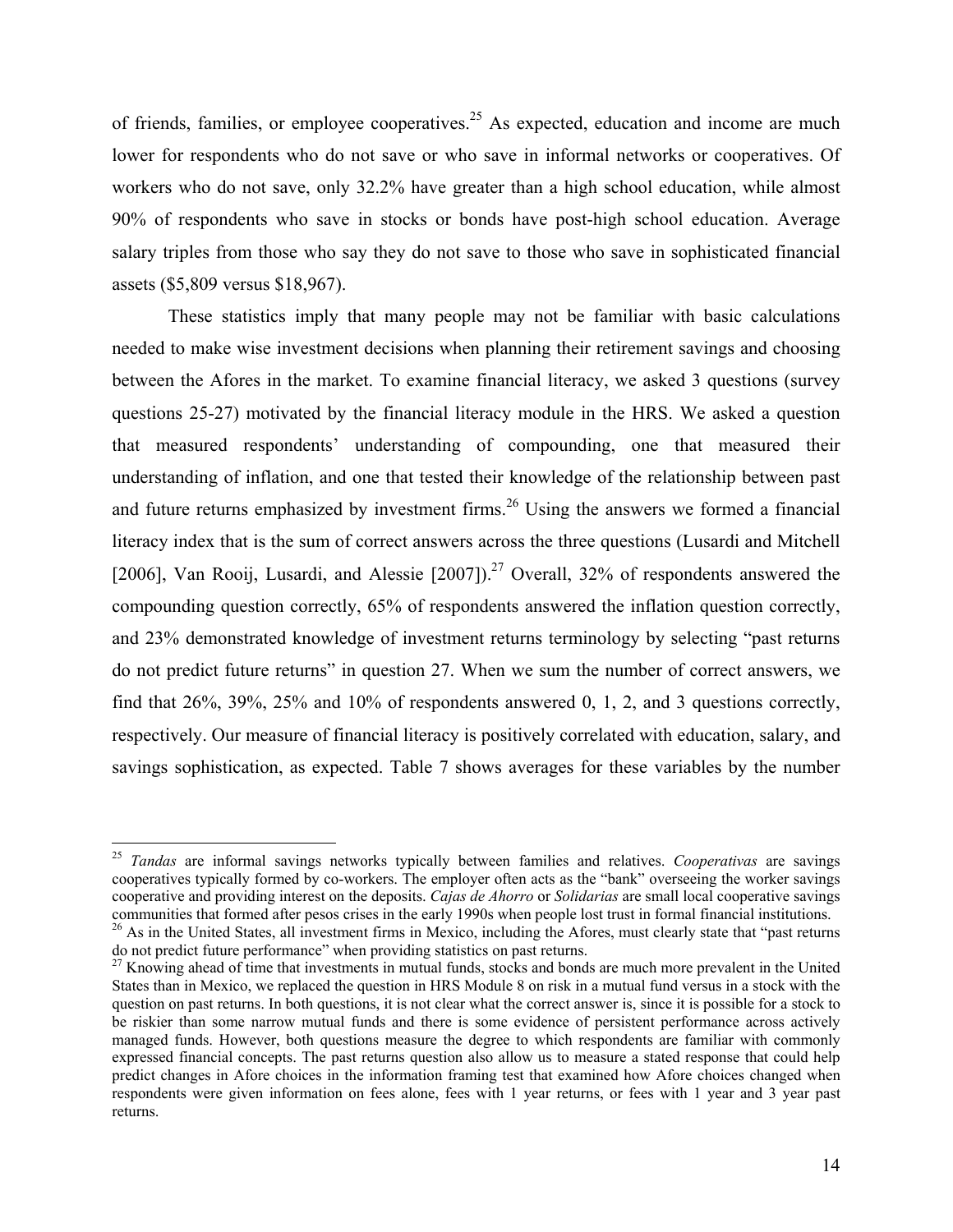of friends, families, or employee cooperatives.[25] As expected, education and income are much lower for respondents who do not save or who save in informal networks or cooperatives. Of workers who do not save, only 32.2% have greater than a high school education, while almost 90% of respondents who save in stocks or bonds have post-high school education. Average salary triples from those who say they do not save to those who save in sophisticated financial assets ($5,809 versus $18,967).

These statistics imply that many people may not be familiar with basic calculations needed to make wise investment decisions when planning their retirement savings and choosing between the Afores in the market. To examine financial literacy, we asked 3 questions (survey questions 25-27) motivated by the financial literacy module in the HRS. We asked a question that measured respondents' understanding of compounding, one that measured their understanding of inflation, and one that tested their knowledge of the relationship between past and future returns emphasized by investment firms.[26] Using the answers we formed a financial literacy index that is the sum of correct answers across the three questions (Lusardi and Mitchell [2006], Van Rooij, Lusardi, and Alessie [2007]).[27] Overall, 32% of respondents answered the compounding question correctly, 65% of respondents answered the inflation question correctly, and 23% demonstrated knowledge of investment returns terminology by selecting "past returns do not predict future returns" in question 27. When we sum the number of correct answers, we find that 26%, 39%, 25% and 10% of respondents answered 0, 1, 2, and 3 questions correctly, respectively. Our measure of financial literacy is positively correlated with education, salary, and savings sophistication, as expected. Table 7 shows averages for these variables by the number

---

[25] *Tandas* are informal savings networks typically between families and relatives. *Cooperativas* are savings cooperatives typically formed by co-workers. The employer often acts as the "bank" overseeing the worker savings cooperative and providing interest on the deposits. *Cajas de Ahorro* or *Solidarias* are small local cooperative savings communities that formed after pesos crises in the early 1990s when people lost trust in formal financial institutions.

[26] As in the United States, all investment firms in Mexico, including the Afores, must clearly state that "past returns do not predict future performance" when providing statistics on past returns.

[27] Knowing ahead of time that investments in mutual funds, stocks and bonds are much more prevalent in the United States than in Mexico, we replaced the question in HRS Module 8 on risk in a mutual fund versus in a stock with the question on past returns. In both questions, it is not clear what the correct answer is, since it is possible for a stock to be riskier than some narrow mutual funds and there is some evidence of persistent performance across actively managed funds. However, both questions measure the degree to which respondents are familiar with commonly expressed financial concepts. The past returns question also allow us to measure a stated response that could help predict changes in Afore choices in the information framing test that examined how Afore choices changed when respondents were given information on fees alone, fees with 1 year returns, or fees with 1 year and 3 year past returns.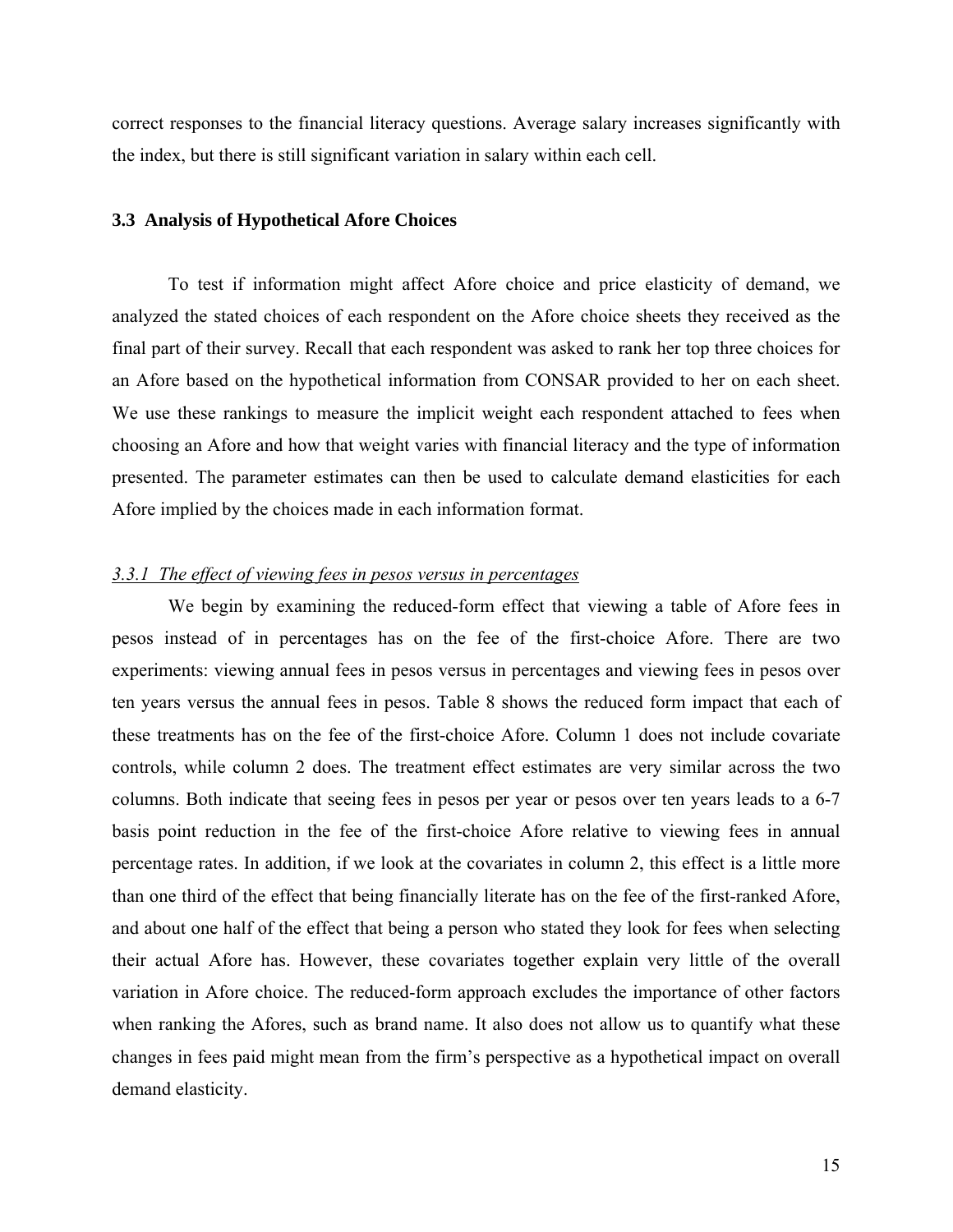correct responses to the financial literacy questions. Average salary increases significantly with the index, but there is still significant variation in salary within each cell.

### 3.3 Analysis of Hypothetical Afore Choices

To test if information might affect Afore choice and price elasticity of demand, we analyzed the stated choices of each respondent on the Afore choice sheets they received as the final part of their survey. Recall that each respondent was asked to rank her top three choices for an Afore based on the hypothetical information from CONSAR provided to her on each sheet. We use these rankings to measure the implicit weight each respondent attached to fees when choosing an Afore and how that weight varies with financial literacy and the type of information presented. The parameter estimates can then be used to calculate demand elasticities for each Afore implied by the choices made in each information format.

#### *3.3.1 The effect of viewing fees in pesos versus in percentages*

We begin by examining the reduced-form effect that viewing a table of Afore fees in pesos instead of in percentages has on the fee of the first-choice Afore. There are two experiments: viewing annual fees in pesos versus in percentages and viewing fees in pesos over ten years versus the annual fees in pesos. Table 8 shows the reduced form impact that each of these treatments has on the fee of the first-choice Afore. Column 1 does not include covariate controls, while column 2 does. The treatment effect estimates are very similar across the two columns. Both indicate that seeing fees in pesos per year or pesos over ten years leads to a 6-7 basis point reduction in the fee of the first-choice Afore relative to viewing fees in annual percentage rates. In addition, if we look at the covariates in column 2, this effect is a little more than one third of the effect that being financially literate has on the fee of the first-ranked Afore, and about one half of the effect that being a person who stated they look for fees when selecting their actual Afore has. However, these covariates together explain very little of the overall variation in Afore choice. The reduced-form approach excludes the importance of other factors when ranking the Afores, such as brand name. It also does not allow us to quantify what these changes in fees paid might mean from the firm's perspective as a hypothetical impact on overall demand elasticity.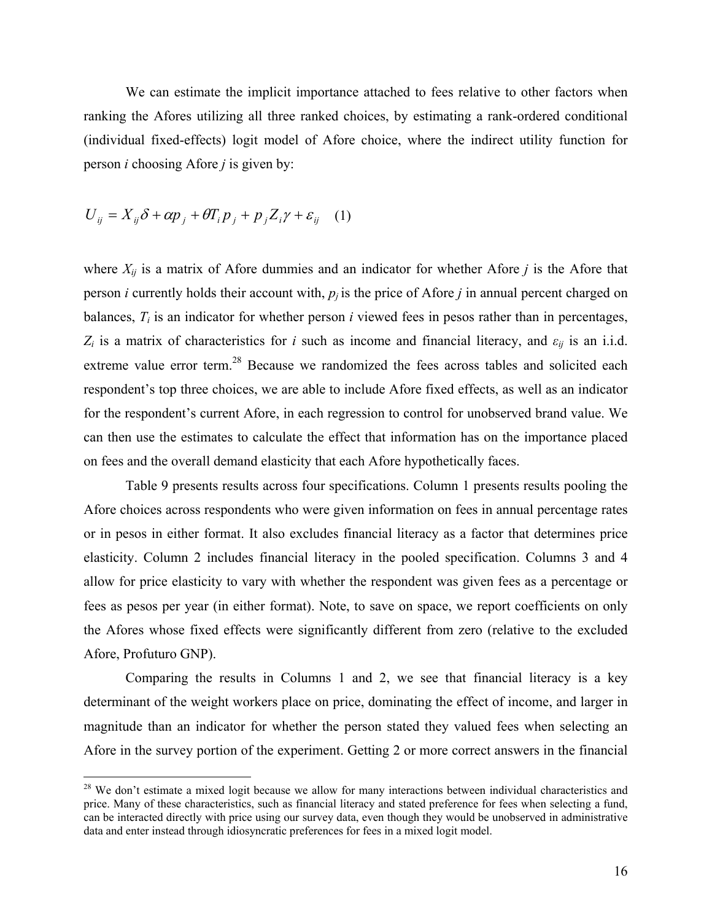We can estimate the implicit importance attached to fees relative to other factors when ranking the Afores utilizing all three ranked choices, by estimating a rank-ordered conditional (individual fixed-effects) logit model of Afore choice, where the indirect utility function for person *i* choosing Afore *j* is given by:

$$U_{ij} = X_{ij}\delta + \alpha p_j + \theta T_i p_j + p_j Z_i \gamma + \varepsilon_{ij} \quad (1)$$

where $X_{ij}$ is a matrix of Afore dummies and an indicator for whether Afore *j* is the Afore that person *i* currently holds their account with, $p_j$ is the price of Afore *j* in annual percent charged on balances, $T_i$ is an indicator for whether person *i* viewed fees in pesos rather than in percentages, $Z_i$ is a matrix of characteristics for *i* such as income and financial literacy, and $\varepsilon_{ij}$ is an i.i.d. extreme value error term.[28] Because we randomized the fees across tables and solicited each respondent's top three choices, we are able to include Afore fixed effects, as well as an indicator for the respondent's current Afore, in each regression to control for unobserved brand value. We can then use the estimates to calculate the effect that information has on the importance placed on fees and the overall demand elasticity that each Afore hypothetically faces.

Table 9 presents results across four specifications. Column 1 presents results pooling the Afore choices across respondents who were given information on fees in annual percentage rates or in pesos in either format. It also excludes financial literacy as a factor that determines price elasticity. Column 2 includes financial literacy in the pooled specification. Columns 3 and 4 allow for price elasticity to vary with whether the respondent was given fees as a percentage or fees as pesos per year (in either format). Note, to save on space, we report coefficients on only the Afores whose fixed effects were significantly different from zero (relative to the excluded Afore, Profuturo GNP).

Comparing the results in Columns 1 and 2, we see that financial literacy is a key determinant of the weight workers place on price, dominating the effect of income, and larger in magnitude than an indicator for whether the person stated they valued fees when selecting an Afore in the survey portion of the experiment. Getting 2 or more correct answers in the financial

[28] We don't estimate a mixed logit because we allow for many interactions between individual characteristics and price. Many of these characteristics, such as financial literacy and stated preference for fees when selecting a fund, can be interacted directly with price using our survey data, even though they would be unobserved in administrative data and enter instead through idiosyncratic preferences for fees in a mixed logit model.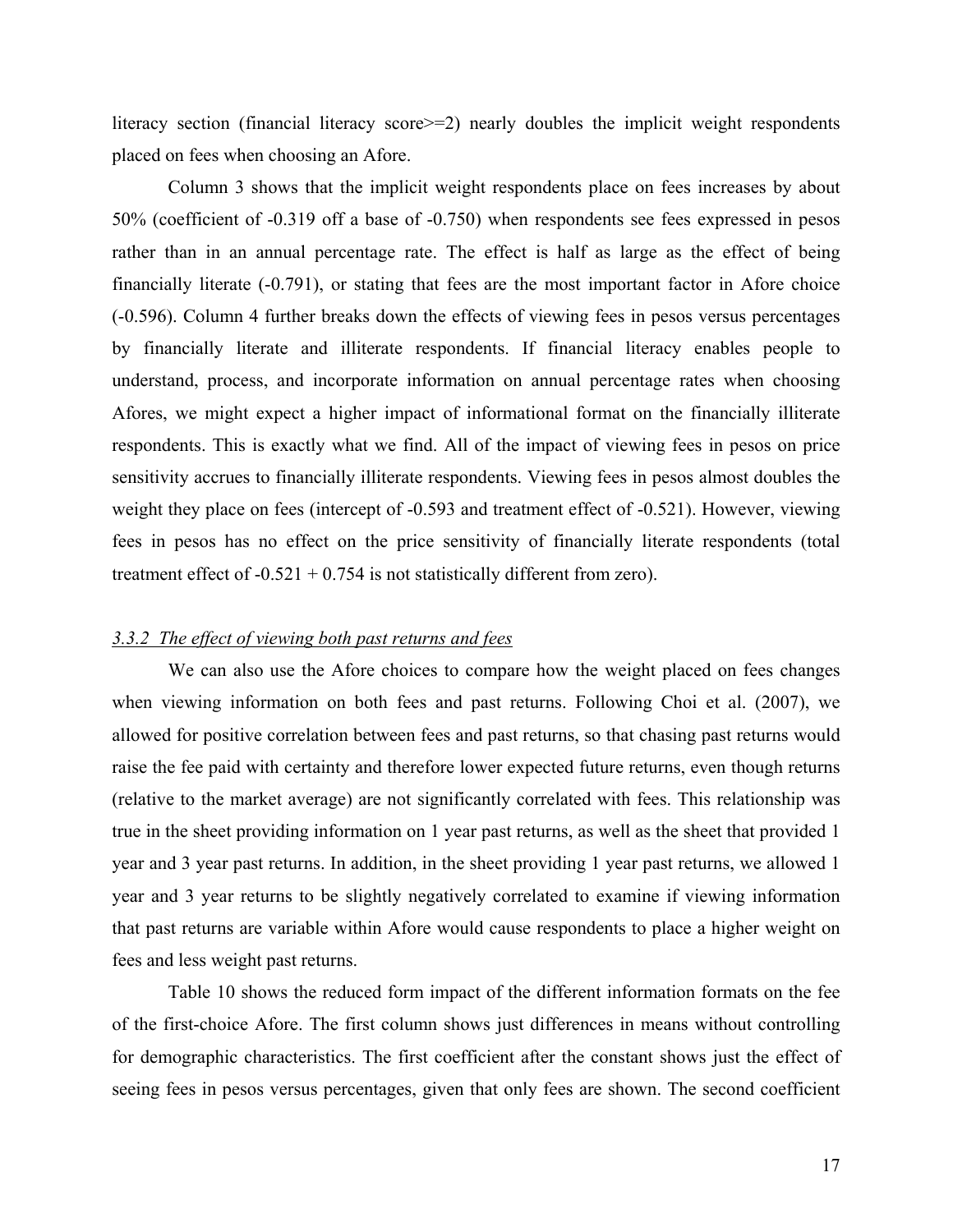literacy section (financial literacy score>=2) nearly doubles the implicit weight respondents placed on fees when choosing an Afore.

Column 3 shows that the implicit weight respondents place on fees increases by about 50% (coefficient of -0.319 off a base of -0.750) when respondents see fees expressed in pesos rather than in an annual percentage rate. The effect is half as large as the effect of being financially literate (-0.791), or stating that fees are the most important factor in Afore choice (-0.596). Column 4 further breaks down the effects of viewing fees in pesos versus percentages by financially literate and illiterate respondents. If financial literacy enables people to understand, process, and incorporate information on annual percentage rates when choosing Afores, we might expect a higher impact of informational format on the financially illiterate respondents. This is exactly what we find. All of the impact of viewing fees in pesos on price sensitivity accrues to financially illiterate respondents. Viewing fees in pesos almost doubles the weight they place on fees (intercept of -0.593 and treatment effect of -0.521). However, viewing fees in pesos has no effect on the price sensitivity of financially literate respondents (total treatment effect of -0.521 + 0.754 is not statistically different from zero).

### *3.3.2 The effect of viewing both past returns and fees*

We can also use the Afore choices to compare how the weight placed on fees changes when viewing information on both fees and past returns. Following Choi et al. (2007), we allowed for positive correlation between fees and past returns, so that chasing past returns would raise the fee paid with certainty and therefore lower expected future returns, even though returns (relative to the market average) are not significantly correlated with fees. This relationship was true in the sheet providing information on 1 year past returns, as well as the sheet that provided 1 year and 3 year past returns. In addition, in the sheet providing 1 year past returns, we allowed 1 year and 3 year returns to be slightly negatively correlated to examine if viewing information that past returns are variable within Afore would cause respondents to place a higher weight on fees and less weight past returns.

Table 10 shows the reduced form impact of the different information formats on the fee of the first-choice Afore. The first column shows just differences in means without controlling for demographic characteristics. The first coefficient after the constant shows just the effect of seeing fees in pesos versus percentages, given that only fees are shown. The second coefficient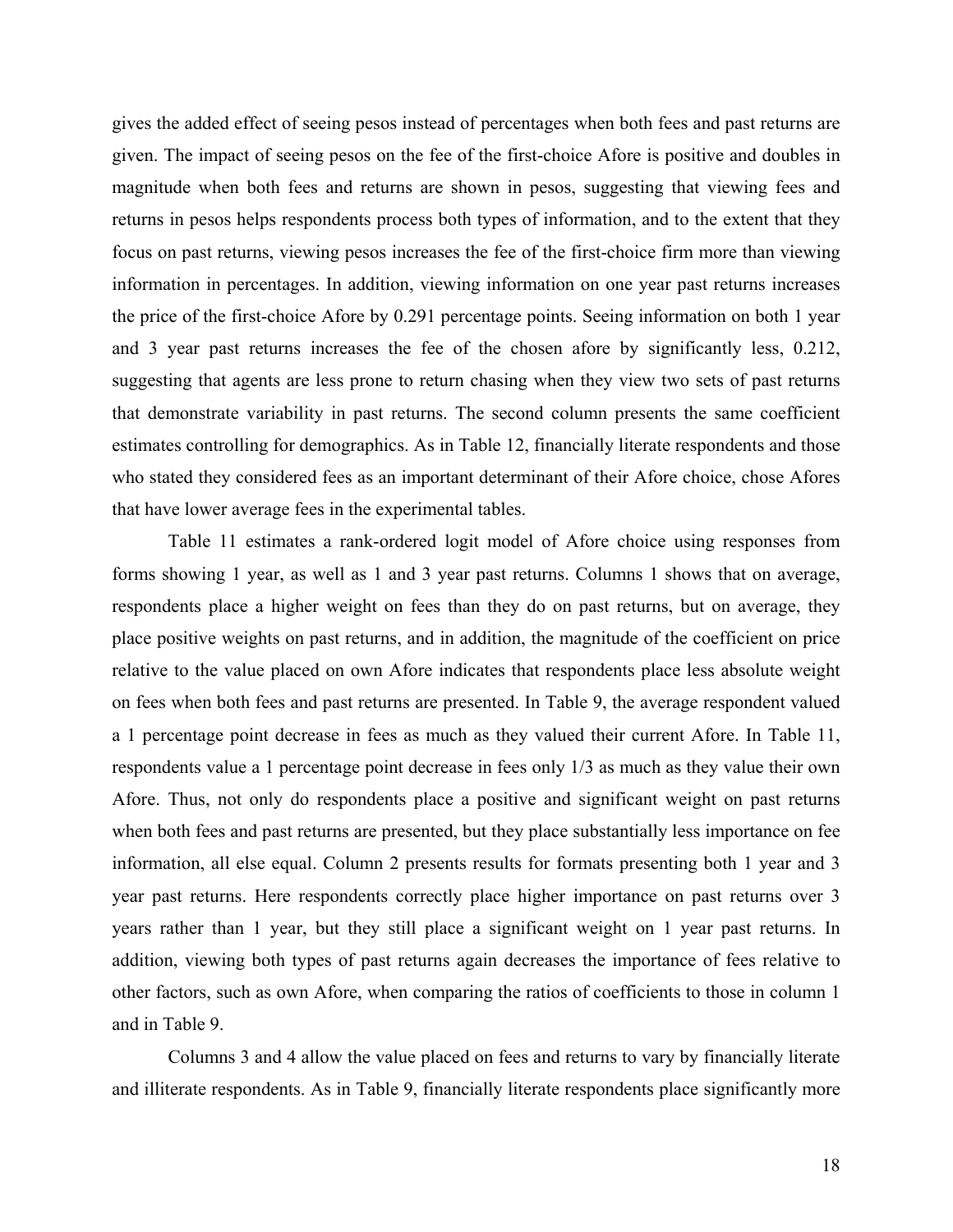gives the added effect of seeing pesos instead of percentages when both fees and past returns are given. The impact of seeing pesos on the fee of the first-choice Afore is positive and doubles in magnitude when both fees and returns are shown in pesos, suggesting that viewing fees and returns in pesos helps respondents process both types of information, and to the extent that they focus on past returns, viewing pesos increases the fee of the first-choice firm more than viewing information in percentages. In addition, viewing information on one year past returns increases the price of the first-choice Afore by 0.291 percentage points. Seeing information on both 1 year and 3 year past returns increases the fee of the chosen afore by significantly less, 0.212, suggesting that agents are less prone to return chasing when they view two sets of past returns that demonstrate variability in past returns. The second column presents the same coefficient estimates controlling for demographics. As in Table 12, financially literate respondents and those who stated they considered fees as an important determinant of their Afore choice, chose Afores that have lower average fees in the experimental tables.

Table 11 estimates a rank-ordered logit model of Afore choice using responses from forms showing 1 year, as well as 1 and 3 year past returns. Columns 1 shows that on average, respondents place a higher weight on fees than they do on past returns, but on average, they place positive weights on past returns, and in addition, the magnitude of the coefficient on price relative to the value placed on own Afore indicates that respondents place less absolute weight on fees when both fees and past returns are presented. In Table 9, the average respondent valued a 1 percentage point decrease in fees as much as they valued their current Afore. In Table 11, respondents value a 1 percentage point decrease in fees only 1/3 as much as they value their own Afore. Thus, not only do respondents place a positive and significant weight on past returns when both fees and past returns are presented, but they place substantially less importance on fee information, all else equal. Column 2 presents results for formats presenting both 1 year and 3 year past returns. Here respondents correctly place higher importance on past returns over 3 years rather than 1 year, but they still place a significant weight on 1 year past returns. In addition, viewing both types of past returns again decreases the importance of fees relative to other factors, such as own Afore, when comparing the ratios of coefficients to those in column 1 and in Table 9.

Columns 3 and 4 allow the value placed on fees and returns to vary by financially literate and illiterate respondents. As in Table 9, financially literate respondents place significantly more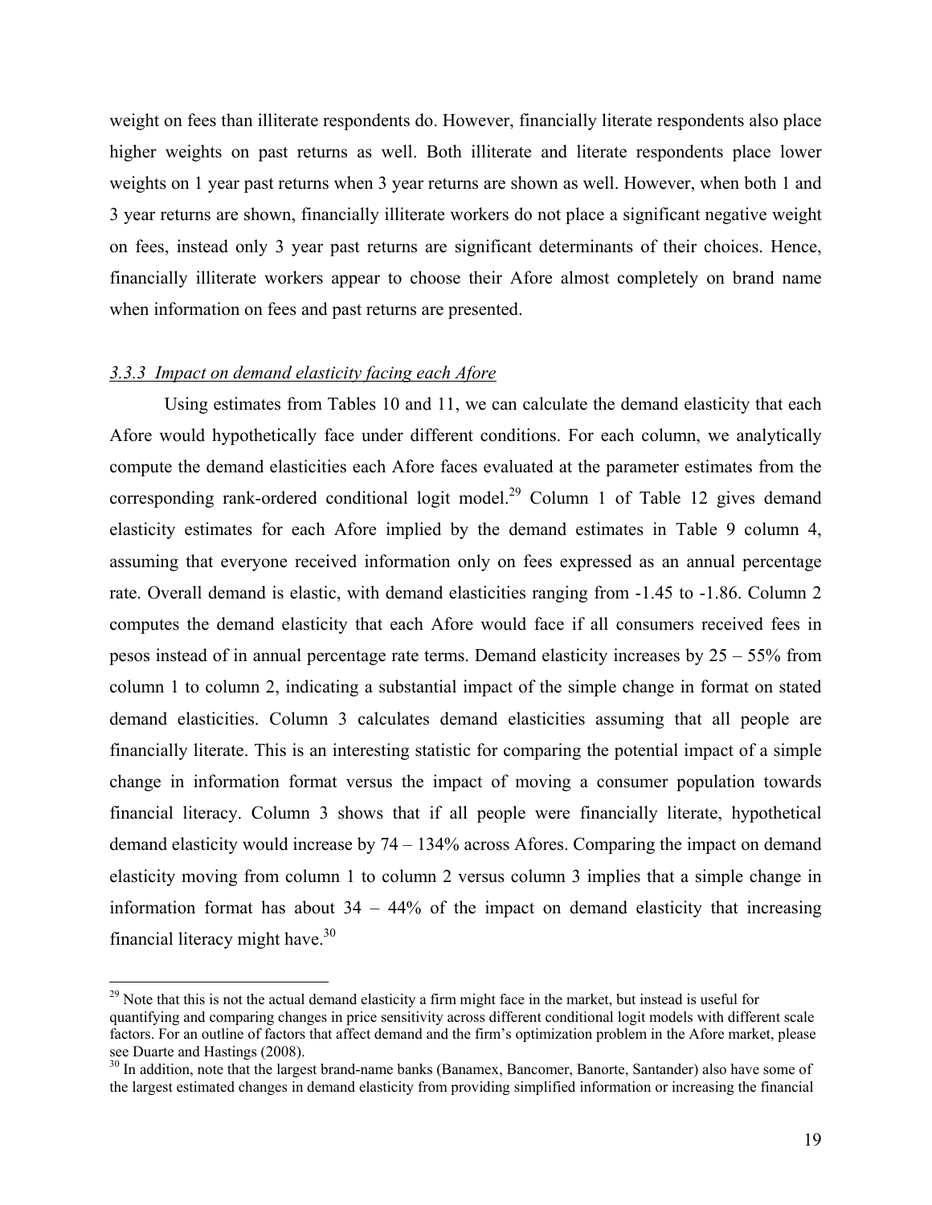weight on fees than illiterate respondents do. However, financially literate respondents also place higher weights on past returns as well. Both illiterate and literate respondents place lower weights on 1 year past returns when 3 year returns are shown as well. However, when both 1 and 3 year returns are shown, financially illiterate workers do not place a significant negative weight on fees, instead only 3 year past returns are significant determinants of their choices. Hence, financially illiterate workers appear to choose their Afore almost completely on brand name when information on fees and past returns are presented.

### *3.3.3 Impact on demand elasticity facing each Afore*

Using estimates from Tables 10 and 11, we can calculate the demand elasticity that each Afore would hypothetically face under different conditions. For each column, we analytically compute the demand elasticities each Afore faces evaluated at the parameter estimates from the corresponding rank-ordered conditional logit model.[29] Column 1 of Table 12 gives demand elasticity estimates for each Afore implied by the demand estimates in Table 9 column 4, assuming that everyone received information only on fees expressed as an annual percentage rate. Overall demand is elastic, with demand elasticities ranging from -1.45 to -1.86. Column 2 computes the demand elasticity that each Afore would face if all consumers received fees in pesos instead of in annual percentage rate terms. Demand elasticity increases by 25 – 55% from column 1 to column 2, indicating a substantial impact of the simple change in format on stated demand elasticities. Column 3 calculates demand elasticities assuming that all people are financially literate. This is an interesting statistic for comparing the potential impact of a simple change in information format versus the impact of moving a consumer population towards financial literacy. Column 3 shows that if all people were financially literate, hypothetical demand elasticity would increase by 74 – 134% across Afores. Comparing the impact on demand elasticity moving from column 1 to column 2 versus column 3 implies that a simple change in information format has about 34 – 44% of the impact on demand elasticity that increasing financial literacy might have.[30]

---

[29] Note that this is not the actual demand elasticity a firm might face in the market, but instead is useful for quantifying and comparing changes in price sensitivity across different conditional logit models with different scale factors. For an outline of factors that affect demand and the firm's optimization problem in the Afore market, please see Duarte and Hastings (2008).

[30] In addition, note that the largest brand-name banks (Banamex, Bancomer, Banorte, Santander) also have some of the largest estimated changes in demand elasticity from providing simplified information or increasing the financial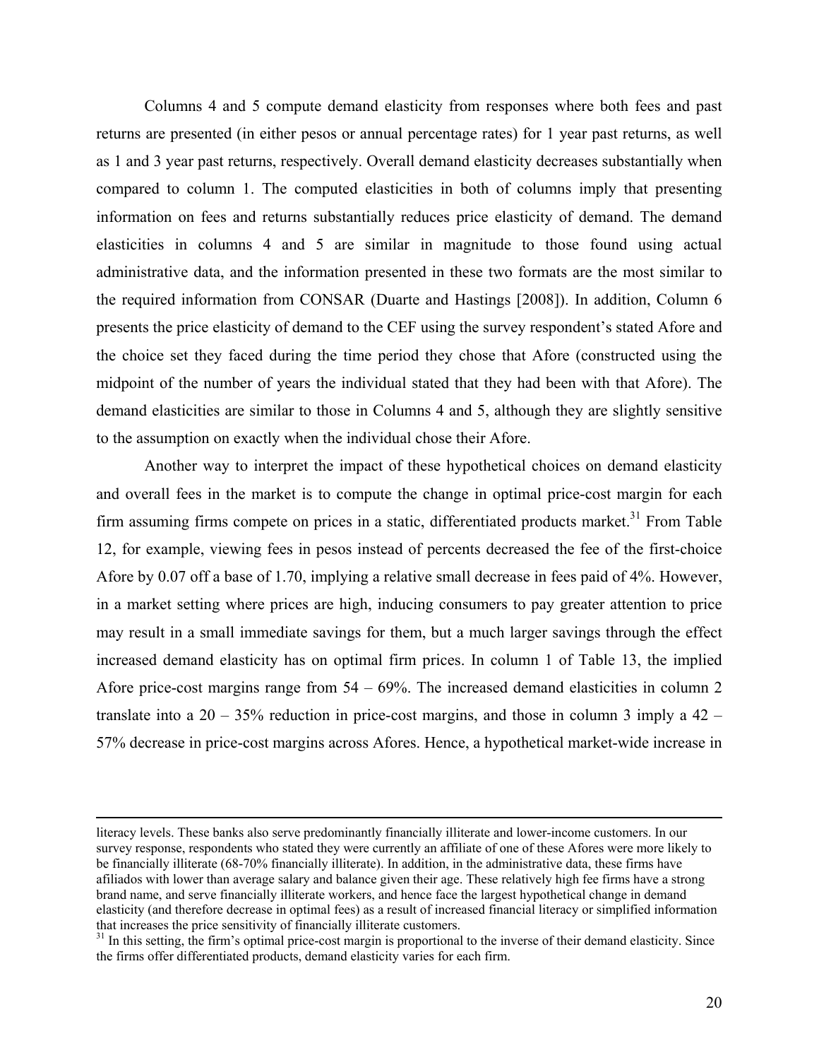Columns 4 and 5 compute demand elasticity from responses where both fees and past returns are presented (in either pesos or annual percentage rates) for 1 year past returns, as well as 1 and 3 year past returns, respectively. Overall demand elasticity decreases substantially when compared to column 1. The computed elasticities in both of columns imply that presenting information on fees and returns substantially reduces price elasticity of demand. The demand elasticities in columns 4 and 5 are similar in magnitude to those found using actual administrative data, and the information presented in these two formats are the most similar to the required information from CONSAR (Duarte and Hastings [2008]). In addition, Column 6 presents the price elasticity of demand to the CEF using the survey respondent's stated Afore and the choice set they faced during the time period they chose that Afore (constructed using the midpoint of the number of years the individual stated that they had been with that Afore). The demand elasticities are similar to those in Columns 4 and 5, although they are slightly sensitive to the assumption on exactly when the individual chose their Afore.

Another way to interpret the impact of these hypothetical choices on demand elasticity and overall fees in the market is to compute the change in optimal price-cost margin for each firm assuming firms compete on prices in a static, differentiated products market.[31] From Table 12, for example, viewing fees in pesos instead of percents decreased the fee of the first-choice Afore by 0.07 off a base of 1.70, implying a relative small decrease in fees paid of 4%. However, in a market setting where prices are high, inducing consumers to pay greater attention to price may result in a small immediate savings for them, but a much larger savings through the effect increased demand elasticity has on optimal firm prices. In column 1 of Table 13, the implied Afore price-cost margins range from 54 – 69%. The increased demand elasticities in column 2 translate into a 20 – 35% reduction in price-cost margins, and those in column 3 imply a 42 – 57% decrease in price-cost margins across Afores. Hence, a hypothetical market-wide increase in

---

literacy levels. These banks also serve predominantly financially illiterate and lower-income customers. In our survey response, respondents who stated they were currently an affiliate of one of these Afores were more likely to be financially illiterate (68-70% financially illiterate). In addition, in the administrative data, these firms have afiliados with lower than average salary and balance given their age. These relatively high fee firms have a strong brand name, and serve financially illiterate workers, and hence face the largest hypothetical change in demand elasticity (and therefore decrease in optimal fees) as a result of increased financial literacy or simplified information that increases the price sensitivity of financially illiterate customers.

[31] In this setting, the firm's optimal price-cost margin is proportional to the inverse of their demand elasticity. Since the firms offer differentiated products, demand elasticity varies for each firm.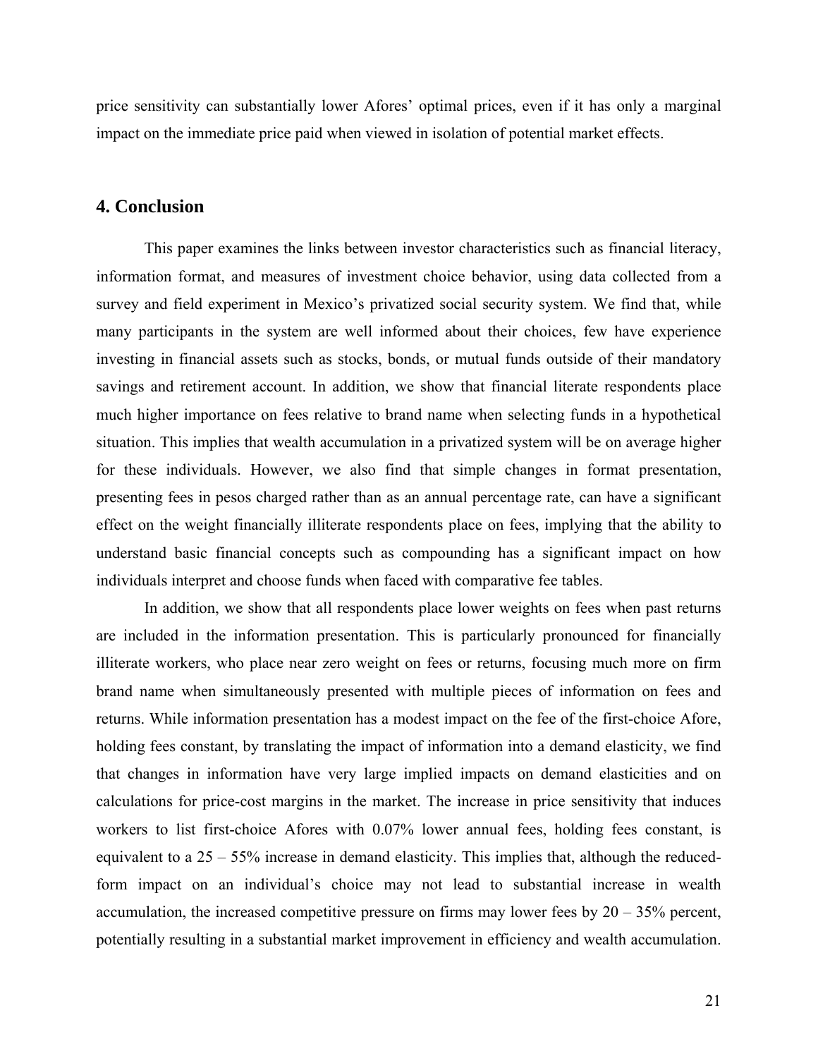price sensitivity can substantially lower Afores' optimal prices, even if it has only a marginal impact on the immediate price paid when viewed in isolation of potential market effects.

## 4. Conclusion

This paper examines the links between investor characteristics such as financial literacy, information format, and measures of investment choice behavior, using data collected from a survey and field experiment in Mexico's privatized social security system. We find that, while many participants in the system are well informed about their choices, few have experience investing in financial assets such as stocks, bonds, or mutual funds outside of their mandatory savings and retirement account. In addition, we show that financial literate respondents place much higher importance on fees relative to brand name when selecting funds in a hypothetical situation. This implies that wealth accumulation in a privatized system will be on average higher for these individuals. However, we also find that simple changes in format presentation, presenting fees in pesos charged rather than as an annual percentage rate, can have a significant effect on the weight financially illiterate respondents place on fees, implying that the ability to understand basic financial concepts such as compounding has a significant impact on how individuals interpret and choose funds when faced with comparative fee tables.

In addition, we show that all respondents place lower weights on fees when past returns are included in the information presentation. This is particularly pronounced for financially illiterate workers, who place near zero weight on fees or returns, focusing much more on firm brand name when simultaneously presented with multiple pieces of information on fees and returns. While information presentation has a modest impact on the fee of the first-choice Afore, holding fees constant, by translating the impact of information into a demand elasticity, we find that changes in information have very large implied impacts on demand elasticities and on calculations for price-cost margins in the market. The increase in price sensitivity that induces workers to list first-choice Afores with 0.07% lower annual fees, holding fees constant, is equivalent to a 25 – 55% increase in demand elasticity. This implies that, although the reduced-form impact on an individual's choice may not lead to substantial increase in wealth accumulation, the increased competitive pressure on firms may lower fees by 20 – 35% percent, potentially resulting in a substantial market improvement in efficiency and wealth accumulation.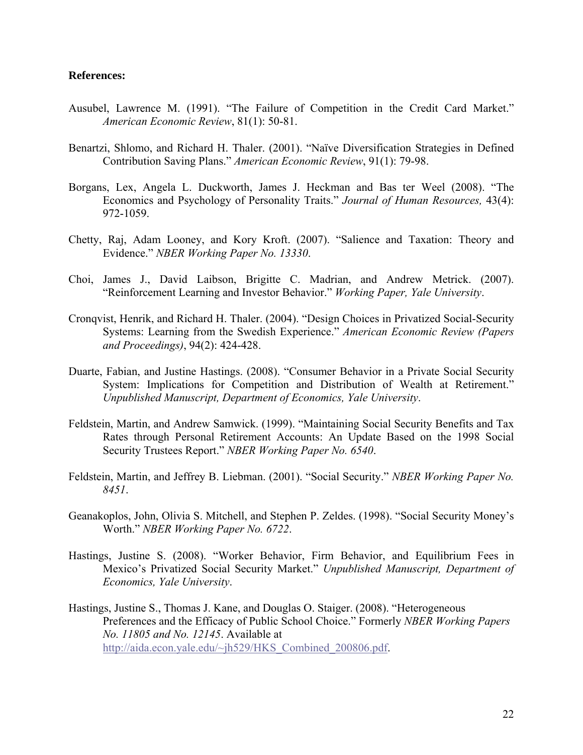**References:**

Ausubel, Lawrence M. (1991). "The Failure of Competition in the Credit Card Market." *American Economic Review*, 81(1): 50-81.

Benartzi, Shlomo, and Richard H. Thaler. (2001). "Naïve Diversification Strategies in Defined Contribution Saving Plans." *American Economic Review*, 91(1): 79-98.

Borgans, Lex, Angela L. Duckworth, James J. Heckman and Bas ter Weel (2008). "The Economics and Psychology of Personality Traits." *Journal of Human Resources,* 43(4): 972-1059.

Chetty, Raj, Adam Looney, and Kory Kroft. (2007). "Salience and Taxation: Theory and Evidence." *NBER Working Paper No. 13330*.

Choi, James J., David Laibson, Brigitte C. Madrian, and Andrew Metrick. (2007). "Reinforcement Learning and Investor Behavior." *Working Paper, Yale University*.

Cronqvist, Henrik, and Richard H. Thaler. (2004). "Design Choices in Privatized Social-Security Systems: Learning from the Swedish Experience." *American Economic Review (Papers and Proceedings)*, 94(2): 424-428.

Duarte, Fabian, and Justine Hastings. (2008). "Consumer Behavior in a Private Social Security System: Implications for Competition and Distribution of Wealth at Retirement." *Unpublished Manuscript, Department of Economics, Yale University*.

Feldstein, Martin, and Andrew Samwick. (1999). "Maintaining Social Security Benefits and Tax Rates through Personal Retirement Accounts: An Update Based on the 1998 Social Security Trustees Report." *NBER Working Paper No. 6540*.

Feldstein, Martin, and Jeffrey B. Liebman. (2001). "Social Security." *NBER Working Paper No. 8451*.

Geanakoplos, John, Olivia S. Mitchell, and Stephen P. Zeldes. (1998). "Social Security Money's Worth." *NBER Working Paper No. 6722*.

Hastings, Justine S. (2008). "Worker Behavior, Firm Behavior, and Equilibrium Fees in Mexico's Privatized Social Security Market." *Unpublished Manuscript, Department of Economics, Yale University*.

Hastings, Justine S., Thomas J. Kane, and Douglas O. Staiger. (2008). "Heterogeneous Preferences and the Efficacy of Public School Choice." Formerly *NBER Working Papers No. 11805 and No. 12145*. Available at http://aida.econ.yale.edu/~jh529/HKS_Combined_200806.pdf.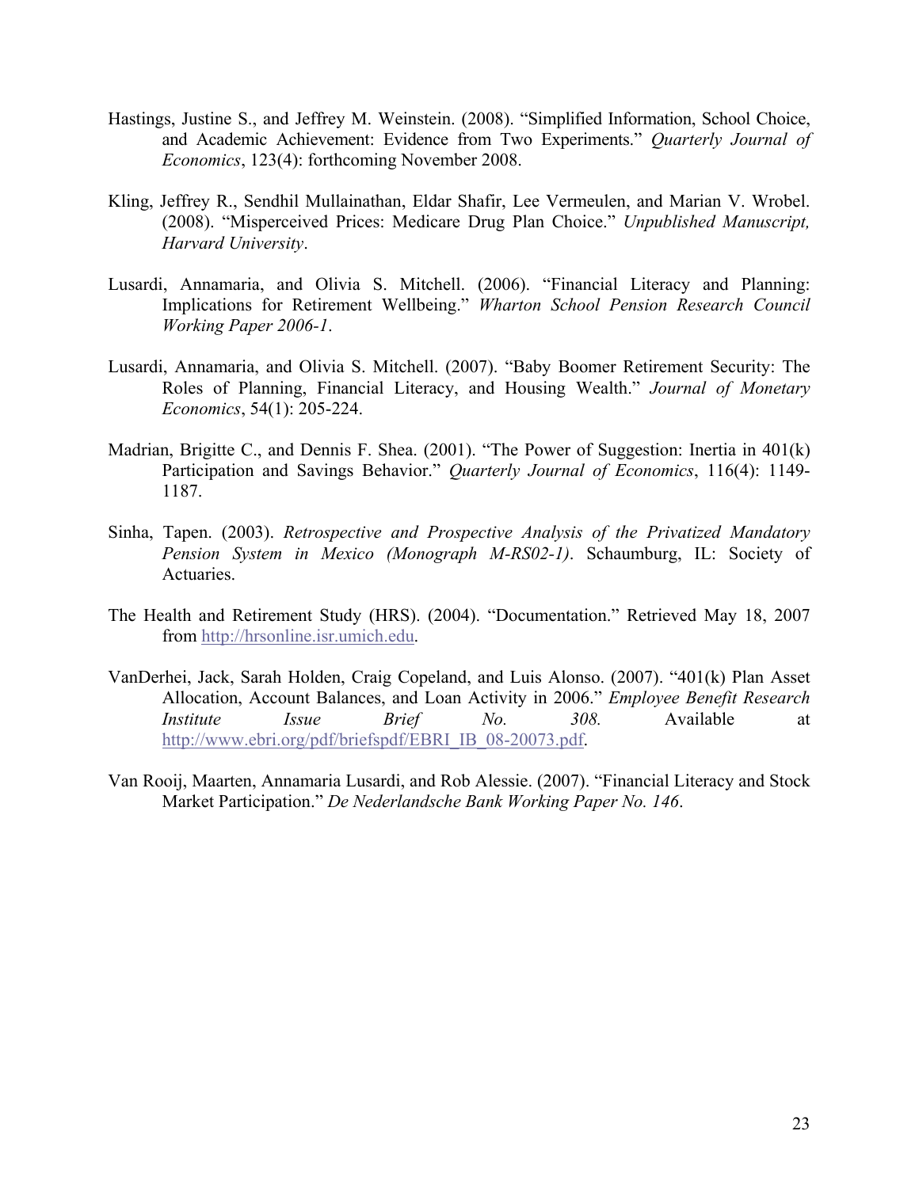Hastings, Justine S., and Jeffrey M. Weinstein. (2008). "Simplified Information, School Choice, and Academic Achievement: Evidence from Two Experiments." *Quarterly Journal of Economics*, 123(4): forthcoming November 2008.

Kling, Jeffrey R., Sendhil Mullainathan, Eldar Shafir, Lee Vermeulen, and Marian V. Wrobel. (2008). "Misperceived Prices: Medicare Drug Plan Choice." *Unpublished Manuscript, Harvard University*.

Lusardi, Annamaria, and Olivia S. Mitchell. (2006). "Financial Literacy and Planning: Implications for Retirement Wellbeing." *Wharton School Pension Research Council Working Paper 2006-1*.

Lusardi, Annamaria, and Olivia S. Mitchell. (2007). "Baby Boomer Retirement Security: The Roles of Planning, Financial Literacy, and Housing Wealth." *Journal of Monetary Economics*, 54(1): 205-224.

Madrian, Brigitte C., and Dennis F. Shea. (2001). "The Power of Suggestion: Inertia in 401(k) Participation and Savings Behavior." *Quarterly Journal of Economics*, 116(4): 1149-1187.

Sinha, Tapen. (2003). *Retrospective and Prospective Analysis of the Privatized Mandatory Pension System in Mexico (Monograph M-RS02-1)*. Schaumburg, IL: Society of Actuaries.

The Health and Retirement Study (HRS). (2004). "Documentation." Retrieved May 18, 2007 from http://hrsonline.isr.umich.edu.

VanDerhei, Jack, Sarah Holden, Craig Copeland, and Luis Alonso. (2007). "401(k) Plan Asset Allocation, Account Balances, and Loan Activity in 2006." *Employee Benefit Research Institute Issue Brief No. 308.* Available at http://www.ebri.org/pdf/briefspdf/EBRI_IB_08-20073.pdf.

Van Rooij, Maarten, Annamaria Lusardi, and Rob Alessie. (2007). "Financial Literacy and Stock Market Participation." *De Nederlandsche Bank Working Paper No. 146*.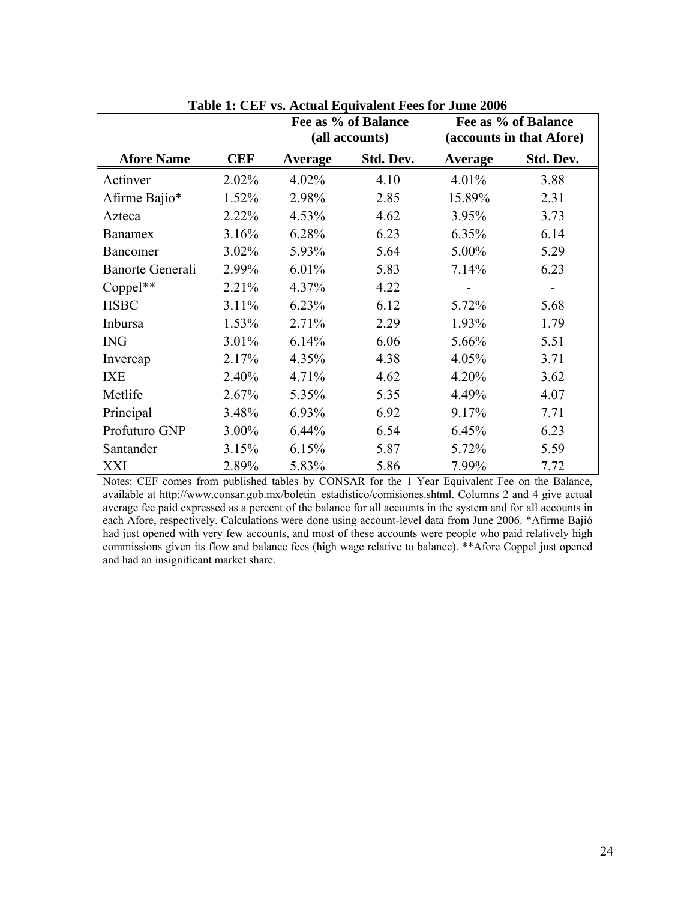**Table 1: CEF vs. Actual Equivalent Fees for June 2006**

| | | Fee as % of Balance (all accounts) | | Fee as % of Balance (accounts in that Afore) | |
|---|---|---|---|---|---|
| **Afore Name** | **CEF** | **Average** | **Std. Dev.** | **Average** | **Std. Dev.** |
| Actinver | 2.02% | 4.02% | 4.10 | 4.01% | 3.88 |
| Afirme Bajío* | 1.52% | 2.98% | 2.85 | 15.89% | 2.31 |
| Azteca | 2.22% | 4.53% | 4.62 | 3.95% | 3.73 |
| Banamex | 3.16% | 6.28% | 6.23 | 6.35% | 6.14 |
| Bancomer | 3.02% | 5.93% | 5.64 | 5.00% | 5.29 |
| Banorte Generali | 2.99% | 6.01% | 5.83 | 7.14% | 6.23 |
| Coppel** | 2.21% | 4.37% | 4.22 | - | - |
| HSBC | 3.11% | 6.23% | 6.12 | 5.72% | 5.68 |
| Inbursa | 1.53% | 2.71% | 2.29 | 1.93% | 1.79 |
| ING | 3.01% | 6.14% | 6.06 | 5.66% | 5.51 |
| Invercap | 2.17% | 4.35% | 4.38 | 4.05% | 3.71 |
| IXE | 2.40% | 4.71% | 4.62 | 4.20% | 3.62 |
| Metlife | 2.67% | 5.35% | 5.35 | 4.49% | 4.07 |
| Principal | 3.48% | 6.93% | 6.92 | 9.17% | 7.71 |
| Profuturo GNP | 3.00% | 6.44% | 6.54 | 6.45% | 6.23 |
| Santander | 3.15% | 6.15% | 5.87 | 5.72% | 5.59 |
| XXI | 2.89% | 5.83% | 5.86 | 7.99% | 7.72 |

Notes: CEF comes from published tables by CONSAR for the 1 Year Equivalent Fee on the Balance, available at http://www.consar.gob.mx/boletin_estadistico/comisiones.shtml. Columns 2 and 4 give actual average fee paid expressed as a percent of the balance for all accounts in the system and for all accounts in each Afore, respectively. Calculations were done using account-level data from June 2006. *Afirme Bajió had just opened with very few accounts, and most of these accounts were people who paid relatively high commissions given its flow and balance fees (high wage relative to balance). **Afore Coppel just opened and had an insignificant market share.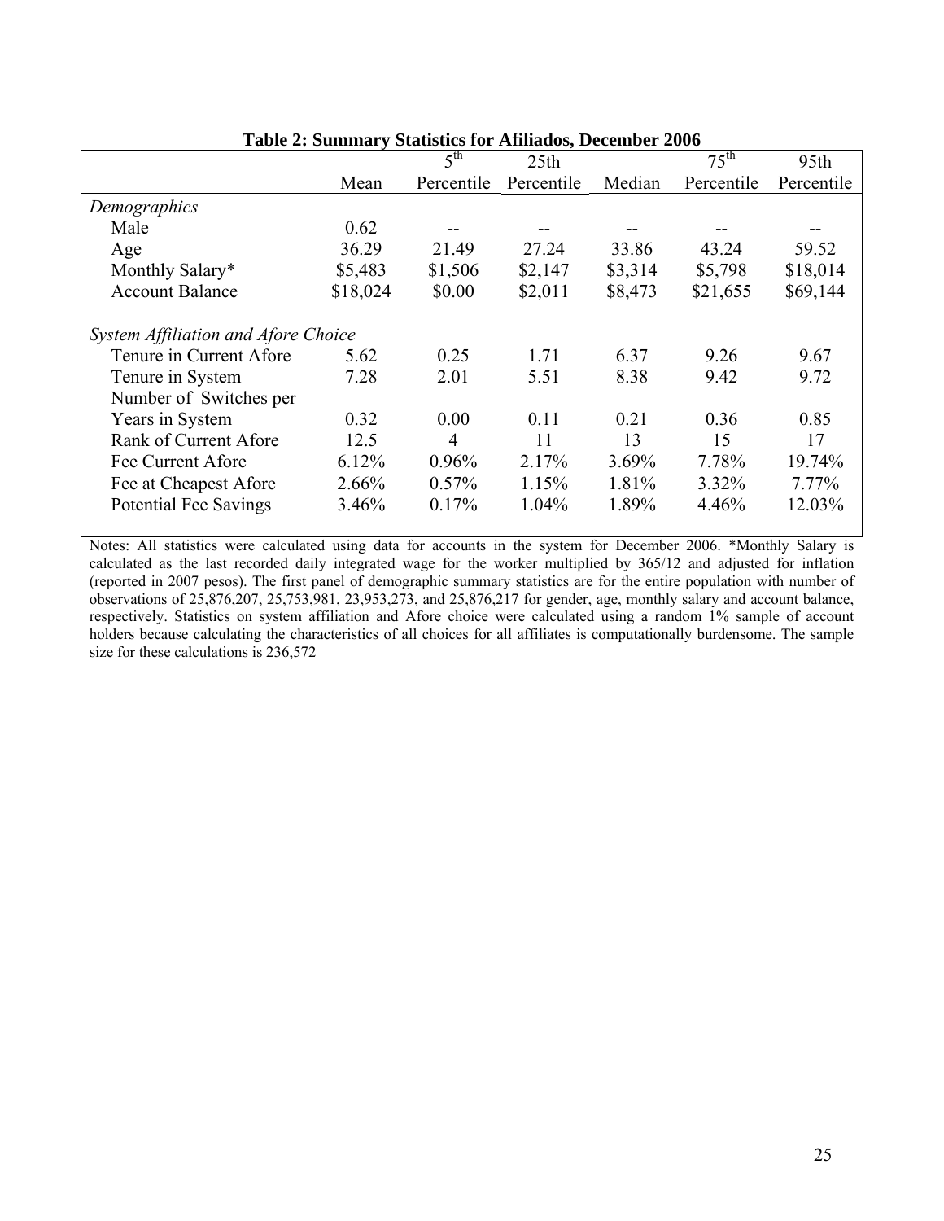**Table 2: Summary Statistics for Afiliados, December 2006**

| | Mean | 5th Percentile | 25th Percentile | Median | 75th Percentile | 95th Percentile |
|---|---|---|---|---|---|---|
| *Demographics* | | | | | | |
| Male | 0.62 | -- | -- | -- | -- | -- |
| Age | 36.29 | 21.49 | 27.24 | 33.86 | 43.24 | 59.52 |
| Monthly Salary* | $5,483 | $1,506 | $2,147 | $3,314 | $5,798 | $18,014 |
| Account Balance | $18,024 | $0.00 | $2,011 | $8,473 | $21,655 | $69,144 |
| *System Affiliation and Afore Choice* | | | | | | |
| Tenure in Current Afore | 5.62 | 0.25 | 1.71 | 6.37 | 9.26 | 9.67 |
| Tenure in System | 7.28 | 2.01 | 5.51 | 8.38 | 9.42 | 9.72 |
| Number of Switches per Years in System | 0.32 | 0.00 | 0.11 | 0.21 | 0.36 | 0.85 |
| Rank of Current Afore | 12.5 | 4 | 11 | 13 | 15 | 17 |
| Fee Current Afore | 6.12% | 0.96% | 2.17% | 3.69% | 7.78% | 19.74% |
| Fee at Cheapest Afore | 2.66% | 0.57% | 1.15% | 1.81% | 3.32% | 7.77% |
| Potential Fee Savings | 3.46% | 0.17% | 1.04% | 1.89% | 4.46% | 12.03% |

Notes: All statistics were calculated using data for accounts in the system for December 2006. *Monthly Salary is calculated as the last recorded daily integrated wage for the worker multiplied by 365/12 and adjusted for inflation (reported in 2007 pesos). The first panel of demographic summary statistics are for the entire population with number of observations of 25,876,207, 25,753,981, 23,953,273, and 25,876,217 for gender, age, monthly salary and account balance, respectively. Statistics on system affiliation and Afore choice were calculated using a random 1% sample of account holders because calculating the characteristics of all choices for all affiliates is computationally burdensome. The sample size for these calculations is 236,572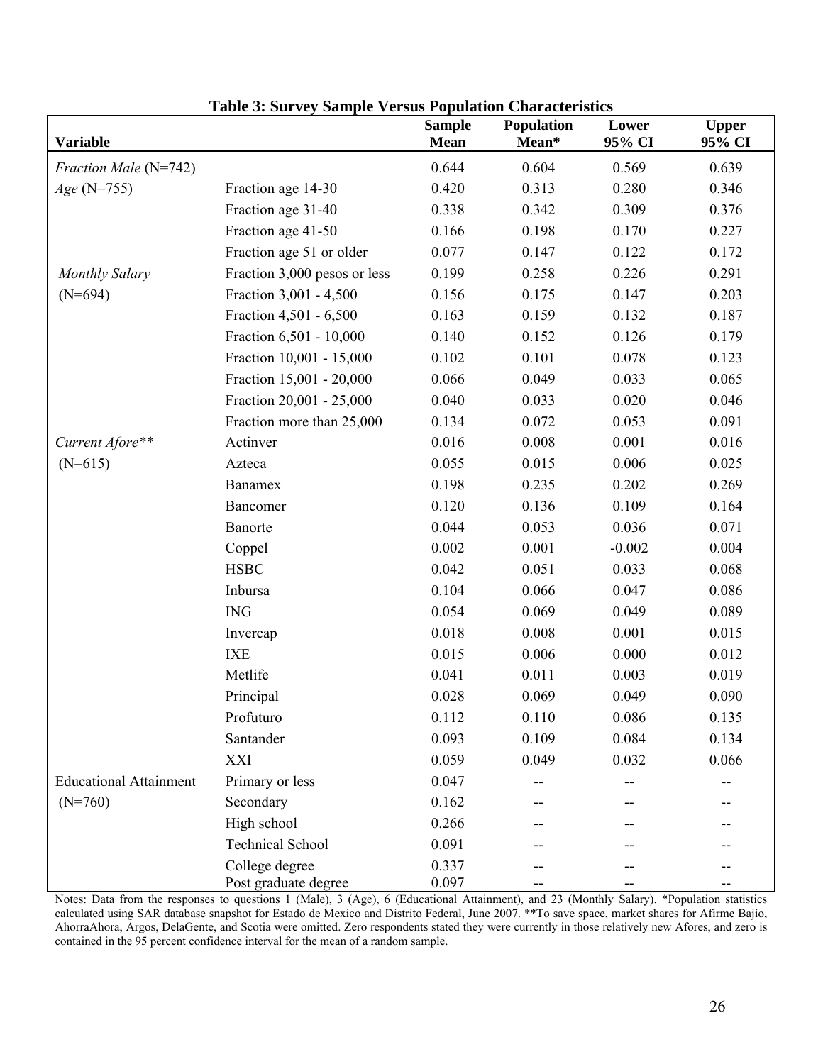**Table 3: Survey Sample Versus Population Characteristics**

| Variable | | Sample Mean | Population Mean* | Lower 95% CI | Upper 95% CI |
|---|---|---|---|---|---|
| *Fraction Male* (N=742) | | 0.644 | 0.604 | 0.569 | 0.639 |
| *Age* (N=755) | Fraction age 14-30 | 0.420 | 0.313 | 0.280 | 0.346 |
| | Fraction age 31-40 | 0.338 | 0.342 | 0.309 | 0.376 |
| | Fraction age 41-50 | 0.166 | 0.198 | 0.170 | 0.227 |
| | Fraction age 51 or older | 0.077 | 0.147 | 0.122 | 0.172 |
| *Monthly Salary* | Fraction 3,000 pesos or less | 0.199 | 0.258 | 0.226 | 0.291 |
| (N=694) | Fraction 3,001 - 4,500 | 0.156 | 0.175 | 0.147 | 0.203 |
| | Fraction 4,501 - 6,500 | 0.163 | 0.159 | 0.132 | 0.187 |
| | Fraction 6,501 - 10,000 | 0.140 | 0.152 | 0.126 | 0.179 |
| | Fraction 10,001 - 15,000 | 0.102 | 0.101 | 0.078 | 0.123 |
| | Fraction 15,001 - 20,000 | 0.066 | 0.049 | 0.033 | 0.065 |
| | Fraction 20,001 - 25,000 | 0.040 | 0.033 | 0.020 | 0.046 |
| | Fraction more than 25,000 | 0.134 | 0.072 | 0.053 | 0.091 |
| *Current Afore*** | Actinver | 0.016 | 0.008 | 0.001 | 0.016 |
| (N=615) | Azteca | 0.055 | 0.015 | 0.006 | 0.025 |
| | Banamex | 0.198 | 0.235 | 0.202 | 0.269 |
| | Bancomer | 0.120 | 0.136 | 0.109 | 0.164 |
| | Banorte | 0.044 | 0.053 | 0.036 | 0.071 |
| | Coppel | 0.002 | 0.001 | -0.002 | 0.004 |
| | HSBC | 0.042 | 0.051 | 0.033 | 0.068 |
| | Inbursa | 0.104 | 0.066 | 0.047 | 0.086 |
| | ING | 0.054 | 0.069 | 0.049 | 0.089 |
| | Invercap | 0.018 | 0.008 | 0.001 | 0.015 |
| | IXE | 0.015 | 0.006 | 0.000 | 0.012 |
| | Metlife | 0.041 | 0.011 | 0.003 | 0.019 |
| | Principal | 0.028 | 0.069 | 0.049 | 0.090 |
| | Profuturo | 0.112 | 0.110 | 0.086 | 0.135 |
| | Santander | 0.093 | 0.109 | 0.084 | 0.134 |
| | XXI | 0.059 | 0.049 | 0.032 | 0.066 |
| Educational Attainment | Primary or less | 0.047 | -- | -- | -- |
| (N=760) | Secondary | 0.162 | -- | -- | -- |
| | High school | 0.266 | -- | -- | -- |
| | Technical School | 0.091 | -- | -- | -- |
| | College degree | 0.337 | -- | -- | -- |
| | Post graduate degree | 0.097 | -- | -- | -- |

Notes: Data from the responses to questions 1 (Male), 3 (Age), 6 (Educational Attainment), and 23 (Monthly Salary). *Population statistics calculated using SAR database snapshot for Estado de Mexico and Distrito Federal, June 2007. **To save space, market shares for Afirme Bajío, AhorraAhora, Argos, DelaGente, and Scotia were omitted. Zero respondents stated they were currently in those relatively new Afores, and zero is contained in the 95 percent confidence interval for the mean of a random sample.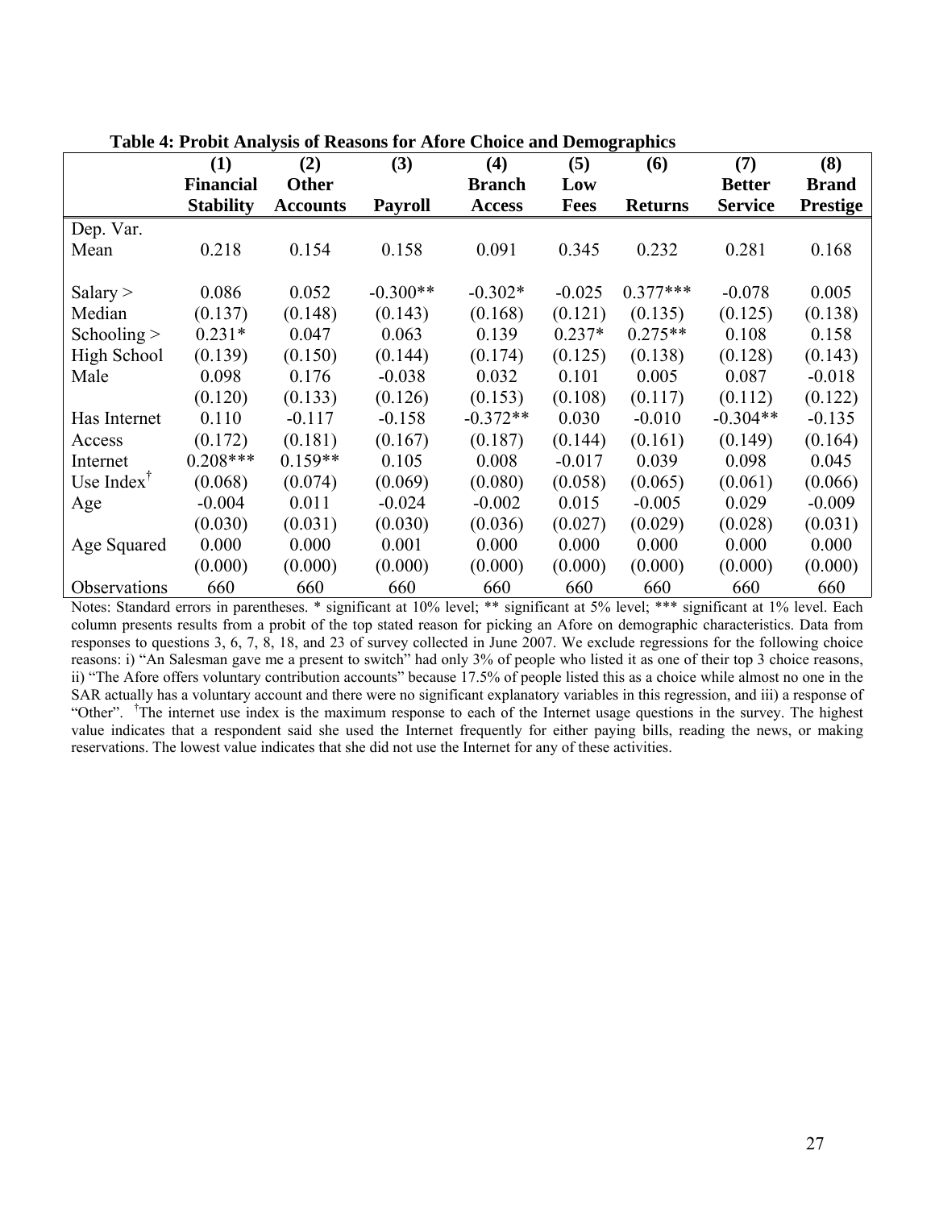**Table 4: Probit Analysis of Reasons for Afore Choice and Demographics**

| | (1) Financial Stability | (2) Other Accounts | (3) Payroll | (4) Branch Access | (5) Low Fees | (6) Returns | (7) Better Service | (8) Brand Prestige |
|---|---|---|---|---|---|---|---|---|
| Dep. Var. Mean | 0.218 | 0.154 | 0.158 | 0.091 | 0.345 | 0.232 | 0.281 | 0.168 |
| Salary > Median | 0.086 | 0.052 | -0.300** | -0.302* | -0.025 | 0.377*** | -0.078 | 0.005 |
| | (0.137) | (0.148) | (0.143) | (0.168) | (0.121) | (0.135) | (0.125) | (0.138) |
| Schooling > High School | 0.231* | 0.047 | 0.063 | 0.139 | 0.237* | 0.275** | 0.108 | 0.158 |
| | (0.139) | (0.150) | (0.144) | (0.174) | (0.125) | (0.138) | (0.128) | (0.143) |
| Male | 0.098 | 0.176 | -0.038 | 0.032 | 0.101 | 0.005 | 0.087 | -0.018 |
| | (0.120) | (0.133) | (0.126) | (0.153) | (0.108) | (0.117) | (0.112) | (0.122) |
| Has Internet Access | 0.110 | -0.117 | -0.158 | -0.372** | 0.030 | -0.010 | -0.304** | -0.135 |
| | (0.172) | (0.181) | (0.167) | (0.187) | (0.144) | (0.161) | (0.149) | (0.164) |
| Internet Use Index† | 0.208*** | 0.159** | 0.105 | 0.008 | -0.017 | 0.039 | 0.098 | 0.045 |
| | (0.068) | (0.074) | (0.069) | (0.080) | (0.058) | (0.065) | (0.061) | (0.066) |
| Age | -0.004 | 0.011 | -0.024 | -0.002 | 0.015 | -0.005 | 0.029 | -0.009 |
| | (0.030) | (0.031) | (0.030) | (0.036) | (0.027) | (0.029) | (0.028) | (0.031) |
| Age Squared | 0.000 | 0.000 | 0.001 | 0.000 | 0.000 | 0.000 | 0.000 | 0.000 |
| | (0.000) | (0.000) | (0.000) | (0.000) | (0.000) | (0.000) | (0.000) | (0.000) |
| Observations | 660 | 660 | 660 | 660 | 660 | 660 | 660 | 660 |

Notes: Standard errors in parentheses. * significant at 10% level; ** significant at 5% level; *** significant at 1% level. Each column presents results from a probit of the top stated reason for picking an Afore on demographic characteristics. Data from responses to questions 3, 6, 7, 8, 18, and 23 of survey collected in June 2007. We exclude regressions for the following choice reasons: i) "An Salesman gave me a present to switch" had only 3% of people who listed it as one of their top 3 choice reasons, ii) "The Afore offers voluntary contribution accounts" because 17.5% of people listed this as a choice while almost no one in the SAR actually has a voluntary account and there were no significant explanatory variables in this regression, and iii) a response of "Other". †The internet use index is the maximum response to each of the Internet usage questions in the survey. The highest value indicates that a respondent said she used the Internet frequently for either paying bills, reading the news, or making reservations. The lowest value indicates that she did not use the Internet for any of these activities.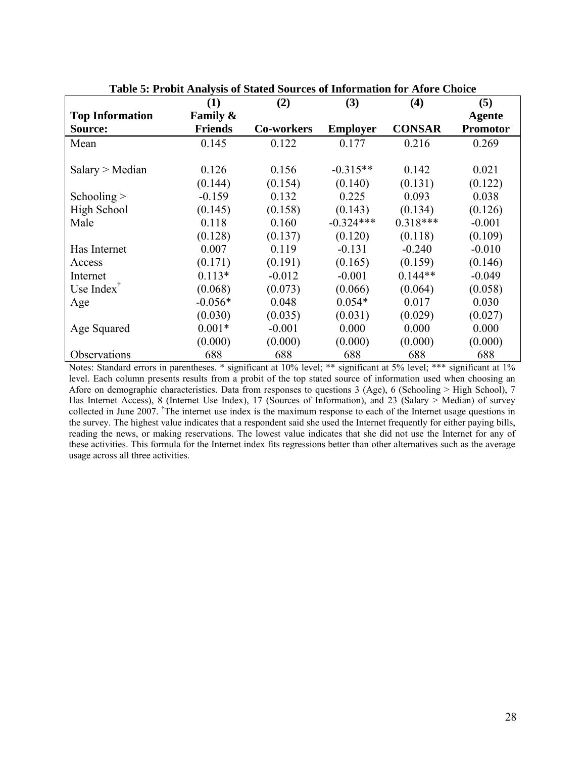**Table 5: Probit Analysis of Stated Sources of Information for Afore Choice**

| Top Information Source: | (1) Family & Friends | (2) Co-workers | (3) Employer | (4) CONSAR | (5) Agente Promotor |
|---|---|---|---|---|---|
| Mean | 0.145 | 0.122 | 0.177 | 0.216 | 0.269 |
| Salary > Median | 0.126 | 0.156 | -0.315** | 0.142 | 0.021 |
| | (0.144) | (0.154) | (0.140) | (0.131) | (0.122) |
| Schooling > High School | -0.159 | 0.132 | 0.225 | 0.093 | 0.038 |
| | (0.145) | (0.158) | (0.143) | (0.134) | (0.126) |
| Male | 0.118 | 0.160 | -0.324*** | 0.318*** | -0.001 |
| | (0.128) | (0.137) | (0.120) | (0.118) | (0.109) |
| Has Internet Access | 0.007 | 0.119 | -0.131 | -0.240 | -0.010 |
| | (0.171) | (0.191) | (0.165) | (0.159) | (0.146) |
| Internet Use Index[†] | 0.113* | -0.012 | -0.001 | 0.144** | -0.049 |
| | (0.068) | (0.073) | (0.066) | (0.064) | (0.058) |
| Age | -0.056* | 0.048 | 0.054* | 0.017 | 0.030 |
| | (0.030) | (0.035) | (0.031) | (0.029) | (0.027) |
| Age Squared | 0.001* | -0.001 | 0.000 | 0.000 | 0.000 |
| | (0.000) | (0.000) | (0.000) | (0.000) | (0.000) |
| Observations | 688 | 688 | 688 | 688 | 688 |

Notes: Standard errors in parentheses. * significant at 10% level; ** significant at 5% level; *** significant at 1% level. Each column presents results from a probit of the top stated source of information used when choosing an Afore on demographic characteristics. Data from responses to questions 3 (Age), 6 (Schooling > High School), 7 Has Internet Access), 8 (Internet Use Index), 17 (Sources of Information), and 23 (Salary > Median) of survey collected in June 2007. [†]The internet use index is the maximum response to each of the Internet usage questions in the survey. The highest value indicates that a respondent said she used the Internet frequently for either paying bills, reading the news, or making reservations. The lowest value indicates that she did not use the Internet for any of these activities. This formula for the Internet index fits regressions better than other alternatives such as the average usage across all three activities.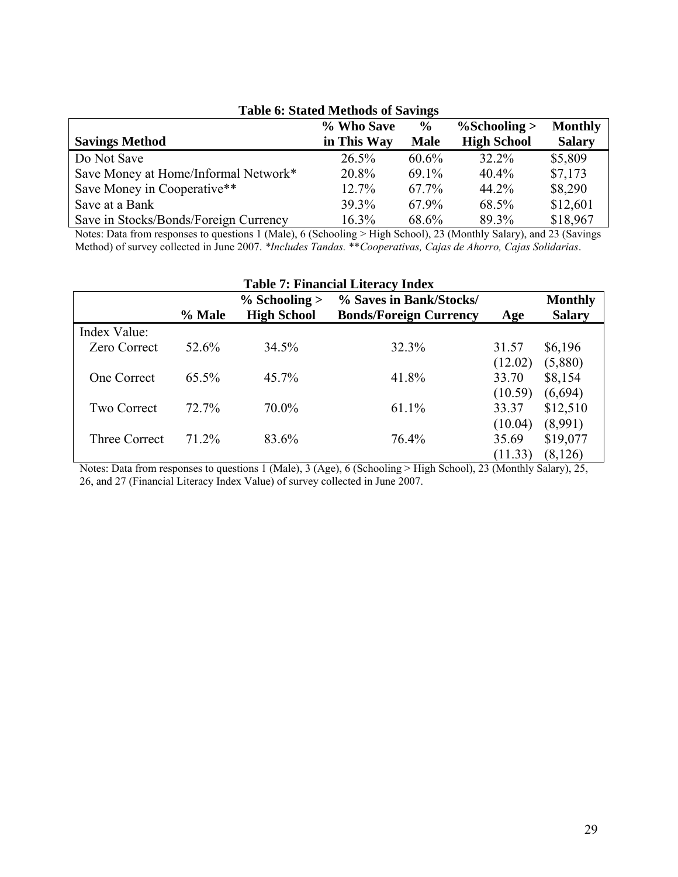**Table 6: Stated Methods of Savings**

| Savings Method | % Who Save in This Way | % Male | %Schooling > High School | Monthly Salary |
|---|---|---|---|---|
| Do Not Save | 26.5% | 60.6% | 32.2% | \$5,809 |
| Save Money at Home/Informal Network* | 20.8% | 69.1% | 40.4% | \$7,173 |
| Save Money in Cooperative** | 12.7% | 67.7% | 44.2% | \$8,290 |
| Save at a Bank | 39.3% | 67.9% | 68.5% | \$12,601 |
| Save in Stocks/Bonds/Foreign Currency | 16.3% | 68.6% | 89.3% | \$18,967 |

Notes: Data from responses to questions 1 (Male), 6 (Schooling > High School), 23 (Monthly Salary), and 23 (Savings Method) of survey collected in June 2007. **Includes Tandas.* ***Cooperativas, Cajas de Ahorro, Cajas Solidarias*.

**Table 7: Financial Literacy Index**

| | % Male | % Schooling > High School | % Saves in Bank/Stocks/ Bonds/Foreign Currency | Age | Monthly Salary |
|---|---|---|---|---|---|
| Index Value: | | | | | |
| Zero Correct | 52.6% | 34.5% | 32.3% | 31.57 | \$6,196 |
| | | | | (12.02) | (5,880) |
| One Correct | 65.5% | 45.7% | 41.8% | 33.70 | \$8,154 |
| | | | | (10.59) | (6,694) |
| Two Correct | 72.7% | 70.0% | 61.1% | 33.37 | \$12,510 |
| | | | | (10.04) | (8,991) |
| Three Correct | 71.2% | 83.6% | 76.4% | 35.69 | \$19,077 |
| | | | | (11.33) | (8,126) |

Notes: Data from responses to questions 1 (Male), 3 (Age), 6 (Schooling > High School), 23 (Monthly Salary), 25, 26, and 27 (Financial Literacy Index Value) of survey collected in June 2007.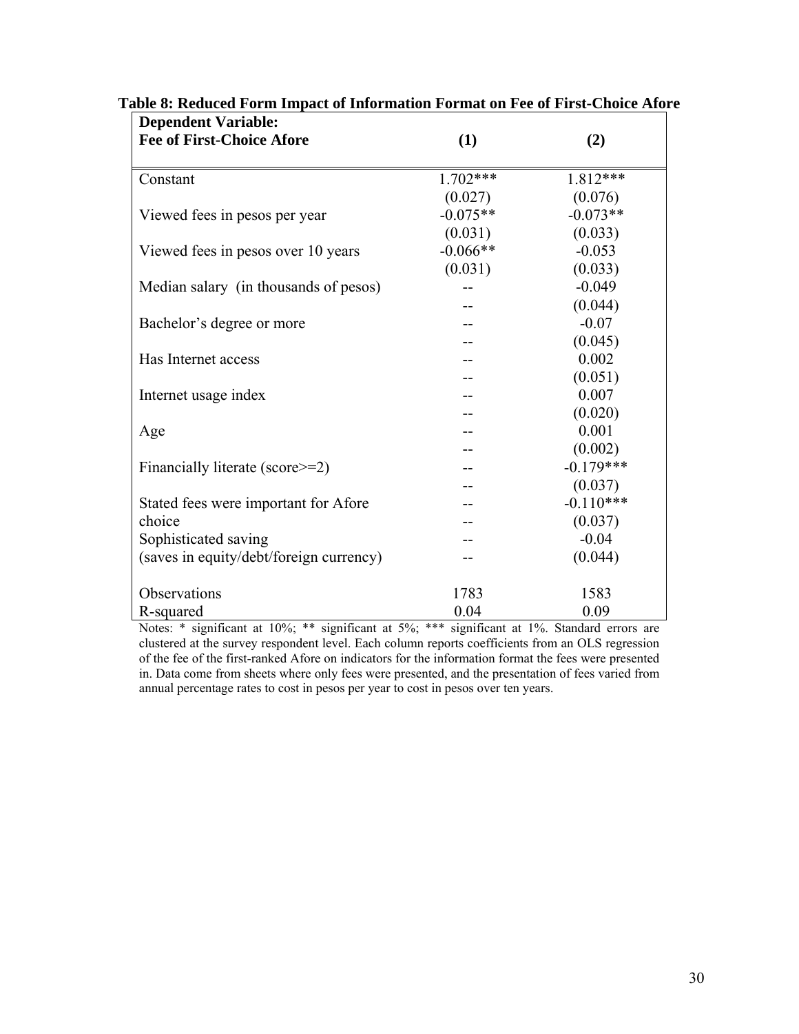**Table 8: Reduced Form Impact of Information Format on Fee of First-Choice Afore**

| Dependent Variable: Fee of First-Choice Afore | (1) | (2) |
|---|---|---|
| Constant | 1.702*** | 1.812*** |
| | (0.027) | (0.076) |
| Viewed fees in pesos per year | -0.075** | -0.073** |
| | (0.031) | (0.033) |
| Viewed fees in pesos over 10 years | -0.066** | -0.053 |
| | (0.031) | (0.033) |
| Median salary (in thousands of pesos) | -- | -0.049 |
| | -- | (0.044) |
| Bachelor's degree or more | -- | -0.07 |
| | -- | (0.045) |
| Has Internet access | -- | 0.002 |
| | -- | (0.051) |
| Internet usage index | -- | 0.007 |
| | -- | (0.020) |
| Age | -- | 0.001 |
| | -- | (0.002) |
| Financially literate (score>=2) | -- | -0.179*** |
| | -- | (0.037) |
| Stated fees were important for Afore choice | -- | -0.110*** |
| | -- | (0.037) |
| Sophisticated saving (saves in equity/debt/foreign currency) | -- | -0.04 |
| | -- | (0.044) |
| Observations | 1783 | 1583 |
| R-squared | 0.04 | 0.09 |

Notes: * significant at 10%; ** significant at 5%; *** significant at 1%. Standard errors are clustered at the survey respondent level. Each column reports coefficients from an OLS regression of the fee of the first-ranked Afore on indicators for the information format the fees were presented in. Data come from sheets where only fees were presented, and the presentation of fees varied from annual percentage rates to cost in pesos per year to cost in pesos over ten years.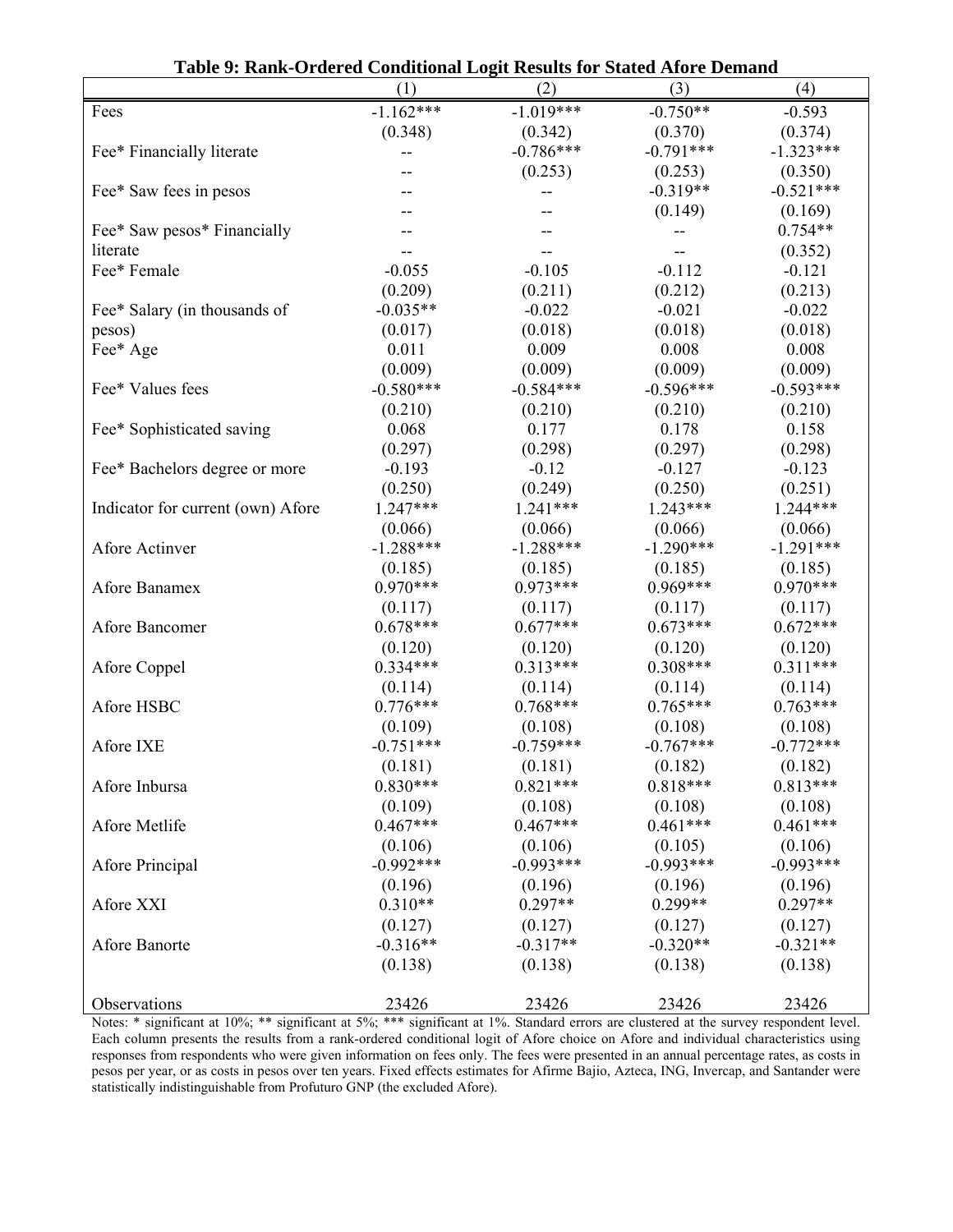**Table 9: Rank-Ordered Conditional Logit Results for Stated Afore Demand**

| | (1) | (2) | (3) | (4) |
|---|---|---|---|---|
| Fees | -1.162*** | -1.019*** | -0.750** | -0.593 |
| | (0.348) | (0.342) | (0.370) | (0.374) |
| Fee* Financially literate | -- | -0.786*** | -0.791*** | -1.323*** |
| | -- | (0.253) | (0.253) | (0.350) |
| Fee* Saw fees in pesos | -- | -- | -0.319** | -0.521*** |
| | -- | -- | (0.149) | (0.169) |
| Fee* Saw pesos* Financially literate | -- | -- | -- | 0.754** |
| | -- | -- | -- | (0.352) |
| Fee* Female | -0.055 | -0.105 | -0.112 | -0.121 |
| | (0.209) | (0.211) | (0.212) | (0.213) |
| Fee* Salary (in thousands of pesos) | -0.035** | -0.022 | -0.021 | -0.022 |
| | (0.017) | (0.018) | (0.018) | (0.018) |
| Fee* Age | 0.011 | 0.009 | 0.008 | 0.008 |
| | (0.009) | (0.009) | (0.009) | (0.009) |
| Fee* Values fees | -0.580*** | -0.584*** | -0.596*** | -0.593*** |
| | (0.210) | (0.210) | (0.210) | (0.210) |
| Fee* Sophisticated saving | 0.068 | 0.177 | 0.178 | 0.158 |
| | (0.297) | (0.298) | (0.297) | (0.298) |
| Fee* Bachelors degree or more | -0.193 | -0.12 | -0.127 | -0.123 |
| | (0.250) | (0.249) | (0.250) | (0.251) |
| Indicator for current (own) Afore | 1.247*** | 1.241*** | 1.243*** | 1.244*** |
| | (0.066) | (0.066) | (0.066) | (0.066) |
| Afore Actinver | -1.288*** | -1.288*** | -1.290*** | -1.291*** |
| | (0.185) | (0.185) | (0.185) | (0.185) |
| Afore Banamex | 0.970*** | 0.973*** | 0.969*** | 0.970*** |
| | (0.117) | (0.117) | (0.117) | (0.117) |
| Afore Bancomer | 0.678*** | 0.677*** | 0.673*** | 0.672*** |
| | (0.120) | (0.120) | (0.120) | (0.120) |
| Afore Coppel | 0.334*** | 0.313*** | 0.308*** | 0.311*** |
| | (0.114) | (0.114) | (0.114) | (0.114) |
| Afore HSBC | 0.776*** | 0.768*** | 0.765*** | 0.763*** |
| | (0.109) | (0.108) | (0.108) | (0.108) |
| Afore IXE | -0.751*** | -0.759*** | -0.767*** | -0.772*** |
| | (0.181) | (0.181) | (0.182) | (0.182) |
| Afore Inbursa | 0.830*** | 0.821*** | 0.818*** | 0.813*** |
| | (0.109) | (0.108) | (0.108) | (0.108) |
| Afore Metlife | 0.467*** | 0.467*** | 0.461*** | 0.461*** |
| | (0.106) | (0.106) | (0.105) | (0.106) |
| Afore Principal | -0.992*** | -0.993*** | -0.993*** | -0.993*** |
| | (0.196) | (0.196) | (0.196) | (0.196) |
| Afore XXI | 0.310** | 0.297** | 0.299** | 0.297** |
| | (0.127) | (0.127) | (0.127) | (0.127) |
| Afore Banorte | -0.316** | -0.317** | -0.320** | -0.321** |
| | (0.138) | (0.138) | (0.138) | (0.138) |
| Observations | 23426 | 23426 | 23426 | 23426 |

Notes: * significant at 10%; ** significant at 5%; *** significant at 1%. Standard errors are clustered at the survey respondent level. Each column presents the results from a rank-ordered conditional logit of Afore choice on Afore and individual characteristics using responses from respondents who were given information on fees only. The fees were presented in an annual percentage rates, as costs in pesos per year, or as costs in pesos over ten years. Fixed effects estimates for Afirme Bajio, Azteca, ING, Invercap, and Santander were statistically indistinguishable from Profuturo GNP (the excluded Afore).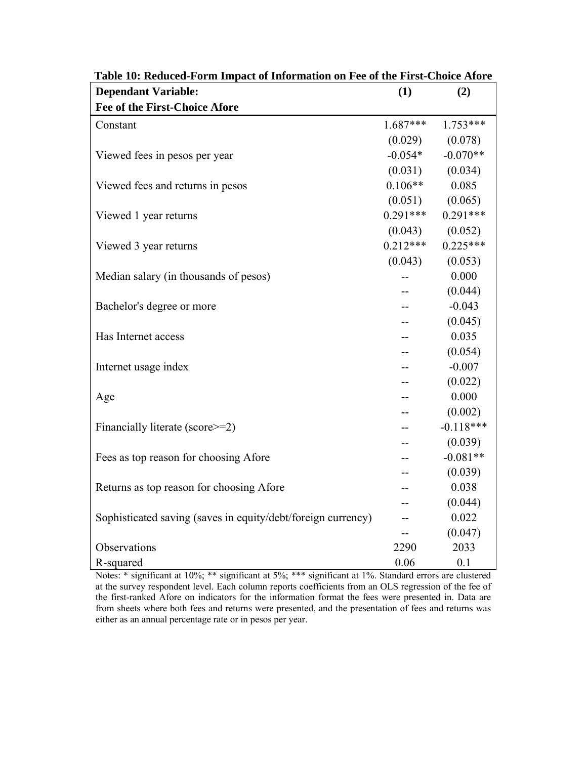**Table 10: Reduced-Form Impact of Information on Fee of the First-Choice Afore**

| **Dependant Variable:** **Fee of the First-Choice Afore** | **(1)** | **(2)** |
|---|---|---|
| Constant | 1.687*** | 1.753*** |
| | (0.029) | (0.078) |
| Viewed fees in pesos per year | -0.054* | -0.070** |
| | (0.031) | (0.034) |
| Viewed fees and returns in pesos | 0.106** | 0.085 |
| | (0.051) | (0.065) |
| Viewed 1 year returns | 0.291*** | 0.291*** |
| | (0.043) | (0.052) |
| Viewed 3 year returns | 0.212*** | 0.225*** |
| | (0.043) | (0.053) |
| Median salary (in thousands of pesos) | -- | 0.000 |
| | -- | (0.044) |
| Bachelor's degree or more | -- | -0.043 |
| | -- | (0.045) |
| Has Internet access | -- | 0.035 |
| | -- | (0.054) |
| Internet usage index | -- | -0.007 |
| | -- | (0.022) |
| Age | -- | 0.000 |
| | -- | (0.002) |
| Financially literate (score>=2) | -- | -0.118*** |
| | -- | (0.039) |
| Fees as top reason for choosing Afore | -- | -0.081** |
| | -- | (0.039) |
| Returns as top reason for choosing Afore | -- | 0.038 |
| | -- | (0.044) |
| Sophisticated saving (saves in equity/debt/foreign currency) | -- | 0.022 |
| | -- | (0.047) |
| Observations | 2290 | 2033 |
| R-squared | 0.06 | 0.1 |

Notes: * significant at 10%; ** significant at 5%; *** significant at 1%. Standard errors are clustered at the survey respondent level. Each column reports coefficients from an OLS regression of the fee of the first-ranked Afore on indicators for the information format the fees were presented in. Data are from sheets where both fees and returns were presented, and the presentation of fees and returns was either as an annual percentage rate or in pesos per year.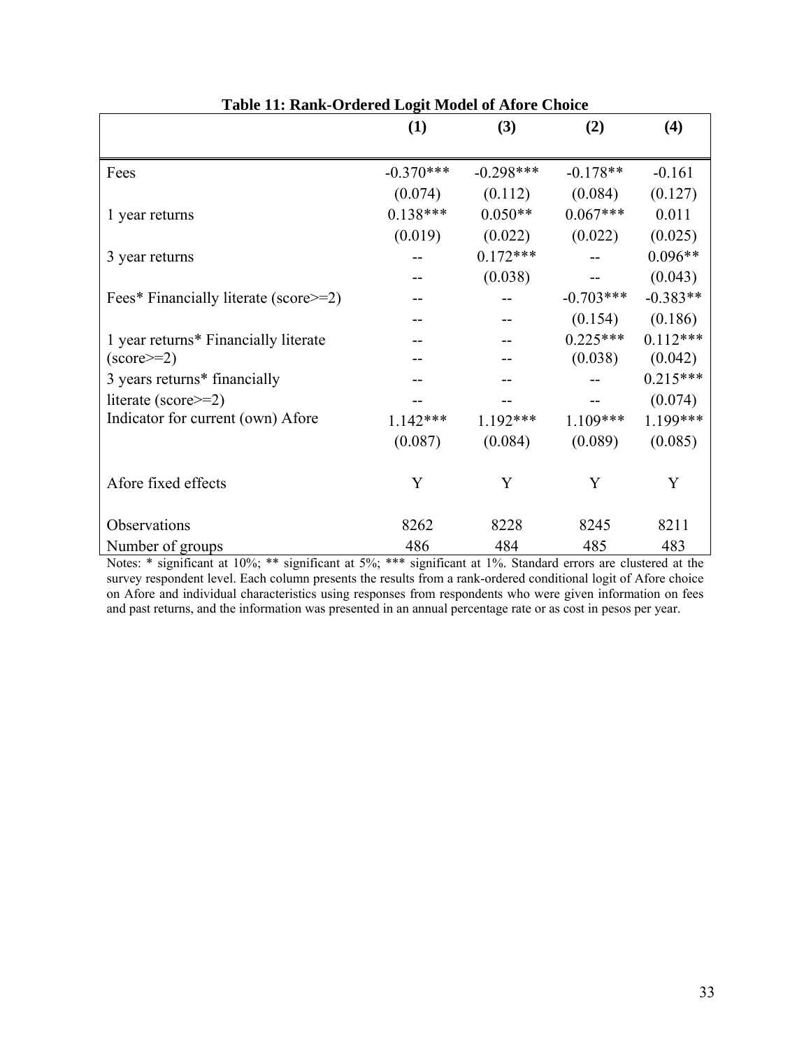**Table 11: Rank-Ordered Logit Model of Afore Choice**

| | (1) | (3) | (2) | (4) |
|---|---|---|---|---|
| Fees | -0.370*** | -0.298*** | -0.178** | -0.161 |
| | (0.074) | (0.112) | (0.084) | (0.127) |
| 1 year returns | 0.138*** | 0.050** | 0.067*** | 0.011 |
| | (0.019) | (0.022) | (0.022) | (0.025) |
| 3 year returns | -- | 0.172*** | -- | 0.096** |
| | -- | (0.038) | -- | (0.043) |
| Fees* Financially literate (score>=2) | -- | -- | -0.703*** | -0.383** |
| | -- | -- | (0.154) | (0.186) |
| 1 year returns* Financially literate (score>=2) | -- | -- | 0.225*** | 0.112*** |
| | -- | -- | (0.038) | (0.042) |
| 3 years returns* financially literate (score>=2) | -- | -- | -- | 0.215*** |
| | -- | -- | -- | (0.074) |
| Indicator for current (own) Afore | 1.142*** | 1.192*** | 1.109*** | 1.199*** |
| | (0.087) | (0.084) | (0.089) | (0.085) |
| Afore fixed effects | Y | Y | Y | Y |
| Observations | 8262 | 8228 | 8245 | 8211 |
| Number of groups | 486 | 484 | 485 | 483 |

Notes: * significant at 10%; ** significant at 5%; *** significant at 1%. Standard errors are clustered at the survey respondent level. Each column presents the results from a rank-ordered conditional logit of Afore choice on Afore and individual characteristics using responses from respondents who were given information on fees and past returns, and the information was presented in an annual percentage rate or as cost in pesos per year.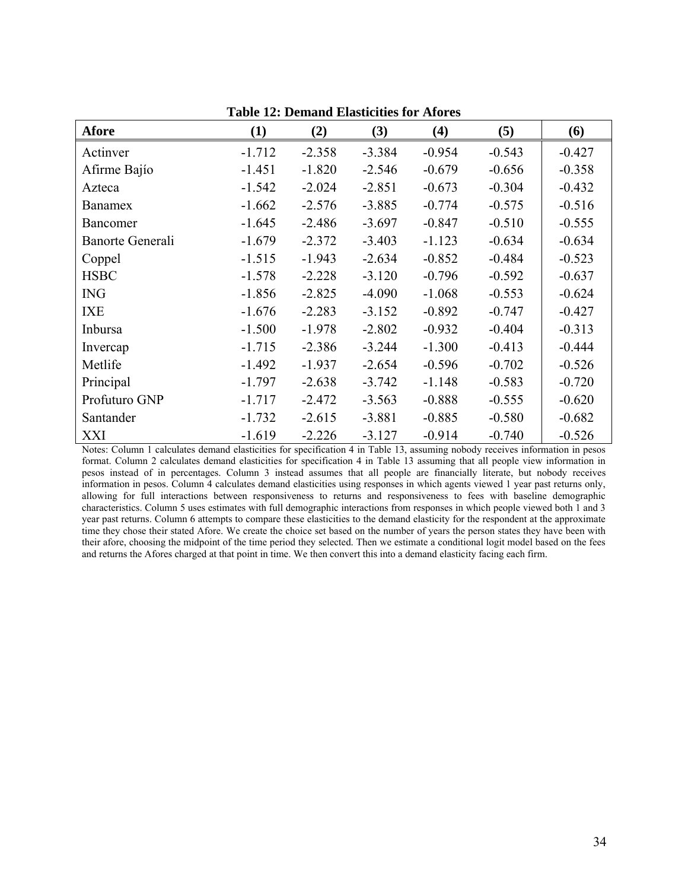**Table 12: Demand Elasticities for Afores**

| Afore | (1) | (2) | (3) | (4) | (5) | (6) |
|---|---|---|---|---|---|---|
| Actinver | -1.712 | -2.358 | -3.384 | -0.954 | -0.543 | -0.427 |
| Afirme Bajío | -1.451 | -1.820 | -2.546 | -0.679 | -0.656 | -0.358 |
| Azteca | -1.542 | -2.024 | -2.851 | -0.673 | -0.304 | -0.432 |
| Banamex | -1.662 | -2.576 | -3.885 | -0.774 | -0.575 | -0.516 |
| Bancomer | -1.645 | -2.486 | -3.697 | -0.847 | -0.510 | -0.555 |
| Banorte Generali | -1.679 | -2.372 | -3.403 | -1.123 | -0.634 | -0.634 |
| Coppel | -1.515 | -1.943 | -2.634 | -0.852 | -0.484 | -0.523 |
| HSBC | -1.578 | -2.228 | -3.120 | -0.796 | -0.592 | -0.637 |
| ING | -1.856 | -2.825 | -4.090 | -1.068 | -0.553 | -0.624 |
| IXE | -1.676 | -2.283 | -3.152 | -0.892 | -0.747 | -0.427 |
| Inbursa | -1.500 | -1.978 | -2.802 | -0.932 | -0.404 | -0.313 |
| Invercap | -1.715 | -2.386 | -3.244 | -1.300 | -0.413 | -0.444 |
| Metlife | -1.492 | -1.937 | -2.654 | -0.596 | -0.702 | -0.526 |
| Principal | -1.797 | -2.638 | -3.742 | -1.148 | -0.583 | -0.720 |
| Profuturo GNP | -1.717 | -2.472 | -3.563 | -0.888 | -0.555 | -0.620 |
| Santander | -1.732 | -2.615 | -3.881 | -0.885 | -0.580 | -0.682 |
| XXI | -1.619 | -2.226 | -3.127 | -0.914 | -0.740 | -0.526 |

Notes: Column 1 calculates demand elasticities for specification 4 in Table 13, assuming nobody receives information in pesos format. Column 2 calculates demand elasticities for specification 4 in Table 13 assuming that all people view information in pesos instead of in percentages. Column 3 instead assumes that all people are financially literate, but nobody receives information in pesos. Column 4 calculates demand elasticities using responses in which agents viewed 1 year past returns only, allowing for full interactions between responsiveness to returns and responsiveness to fees with baseline demographic characteristics. Column 5 uses estimates with full demographic interactions from responses in which people viewed both 1 and 3 year past returns. Column 6 attempts to compare these elasticities to the demand elasticity for the respondent at the approximate time they chose their stated Afore. We create the choice set based on the number of years the person states they have been with their afore, choosing the midpoint of the time period they selected. Then we estimate a conditional logit model based on the fees and returns the Afores charged at that point in time. We then convert this into a demand elasticity facing each firm.